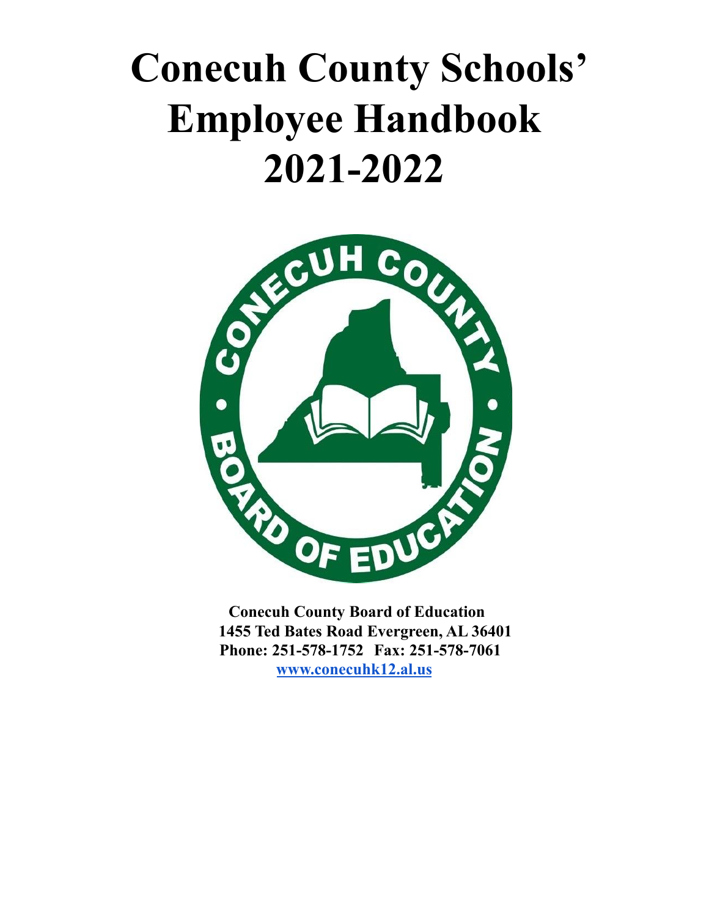# Conecuh County Schools' Employee Handbook 2021-2022

**Conecuh County Board of Education**
**1455 Ted Bates Road Evergreen, AL 36401**
**Phone: 251-578-1752 Fax: 251-578-7061**
**www.conecuhk12.al.us**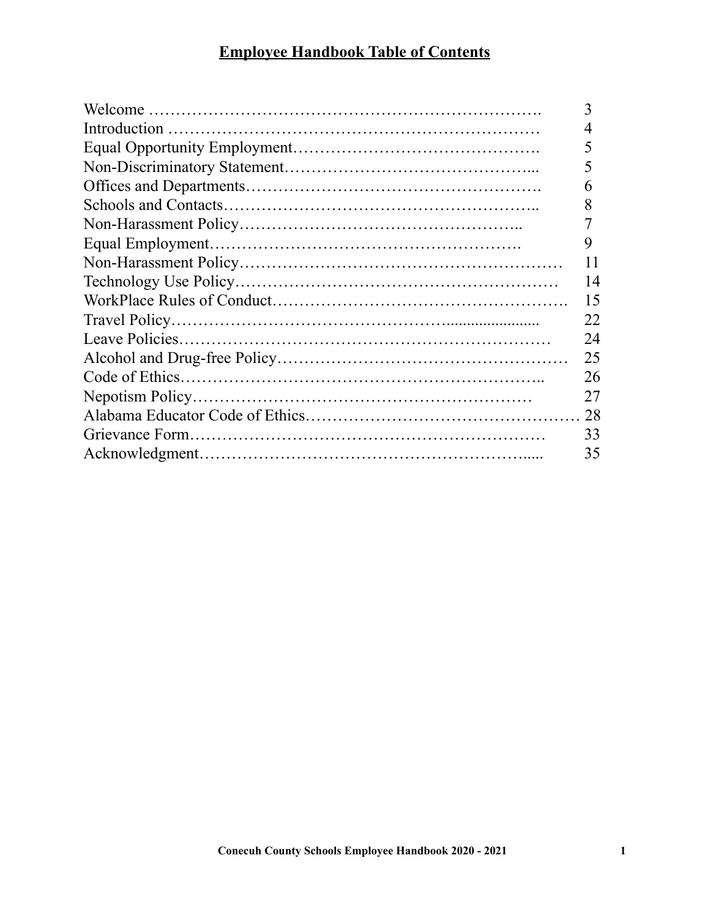# Employee Handbook Table of Contents

| | |
|---|---|
| Welcome | 3 |
| Introduction | 4 |
| Equal Opportunity Employment | 5 |
| Non-Discriminatory Statement | 5 |
| Offices and Departments | 6 |
| Schools and Contacts | 8 |
| Non-Harassment Policy | 7 |
| Equal Employment | 9 |
| Non-Harassment Policy | 11 |
| Technology Use Policy | 14 |
| WorkPlace Rules of Conduct | 15 |
| Travel Policy | 22 |
| Leave Policies | 24 |
| Alcohol and Drug-free Policy | 25 |
| Code of Ethics | 26 |
| Nepotism Policy | 27 |
| Alabama Educator Code of Ethics | 28 |
| Grievance Form | 33 |
| Acknowledgment | 35 |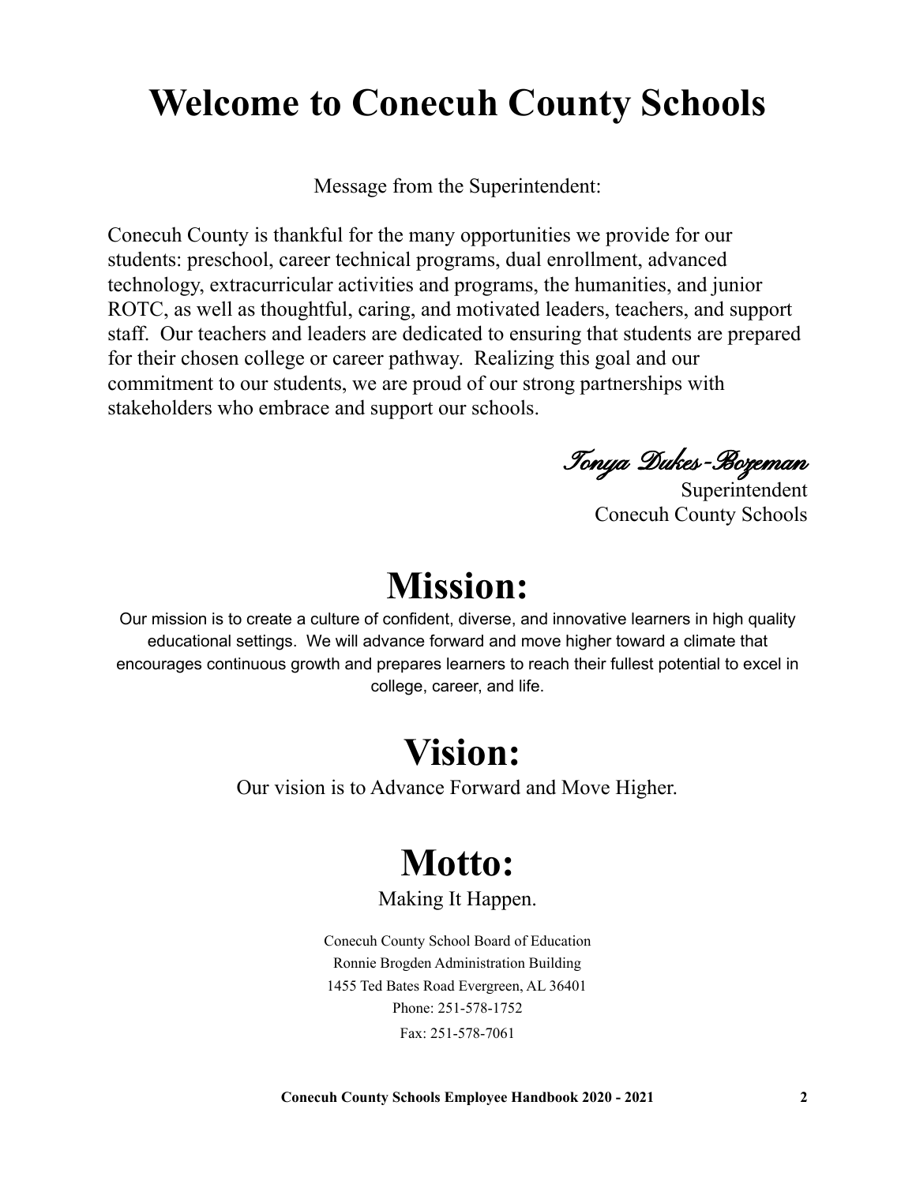# Welcome to Conecuh County Schools

Message from the Superintendent:

Conecuh County is thankful for the many opportunities we provide for our students: preschool, career technical programs, dual enrollment, advanced technology, extracurricular activities and programs, the humanities, and junior ROTC, as well as thoughtful, caring, and motivated leaders, teachers, and support staff. Our teachers and leaders are dedicated to ensuring that students are prepared for their chosen college or career pathway. Realizing this goal and our commitment to our students, we are proud of our strong partnerships with stakeholders who embrace and support our schools.

*Tonya Dukes-Bozeman*
Superintendent
Conecuh County Schools

# Mission:

Our mission is to create a culture of confident, diverse, and innovative learners in high quality educational settings. We will advance forward and move higher toward a climate that encourages continuous growth and prepares learners to reach their fullest potential to excel in college, career, and life.

# Vision:

Our vision is to Advance Forward and Move Higher.

# Motto:

Making It Happen.

Conecuh County School Board of Education
Ronnie Brogden Administration Building
1455 Ted Bates Road Evergreen, AL 36401
Phone: 251-578-1752
Fax: 251-578-7061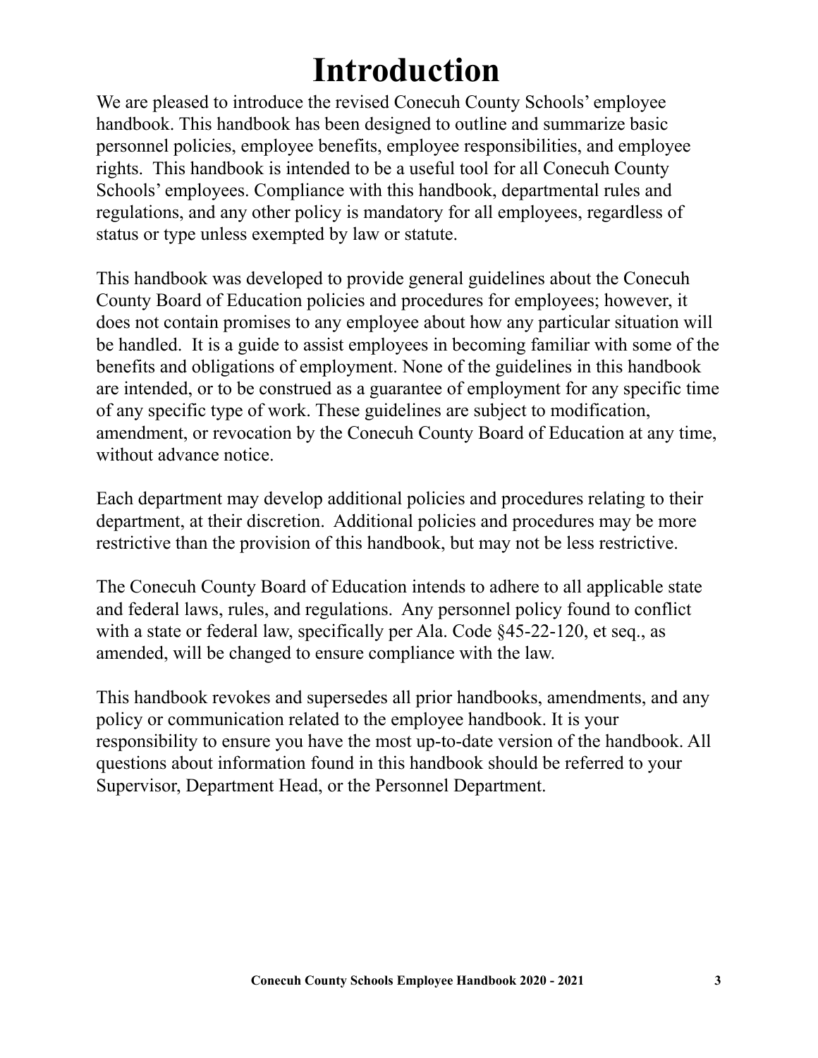# Introduction

We are pleased to introduce the revised Conecuh County Schools' employee handbook. This handbook has been designed to outline and summarize basic personnel policies, employee benefits, employee responsibilities, and employee rights. This handbook is intended to be a useful tool for all Conecuh County Schools' employees. Compliance with this handbook, departmental rules and regulations, and any other policy is mandatory for all employees, regardless of status or type unless exempted by law or statute.

This handbook was developed to provide general guidelines about the Conecuh County Board of Education policies and procedures for employees; however, it does not contain promises to any employee about how any particular situation will be handled. It is a guide to assist employees in becoming familiar with some of the benefits and obligations of employment. None of the guidelines in this handbook are intended, or to be construed as a guarantee of employment for any specific time of any specific type of work. These guidelines are subject to modification, amendment, or revocation by the Conecuh County Board of Education at any time, without advance notice.

Each department may develop additional policies and procedures relating to their department, at their discretion. Additional policies and procedures may be more restrictive than the provision of this handbook, but may not be less restrictive.

The Conecuh County Board of Education intends to adhere to all applicable state and federal laws, rules, and regulations. Any personnel policy found to conflict with a state or federal law, specifically per Ala. Code §45-22-120, et seq., as amended, will be changed to ensure compliance with the law.

This handbook revokes and supersedes all prior handbooks, amendments, and any policy or communication related to the employee handbook. It is your responsibility to ensure you have the most up-to-date version of the handbook. All questions about information found in this handbook should be referred to your Supervisor, Department Head, or the Personnel Department.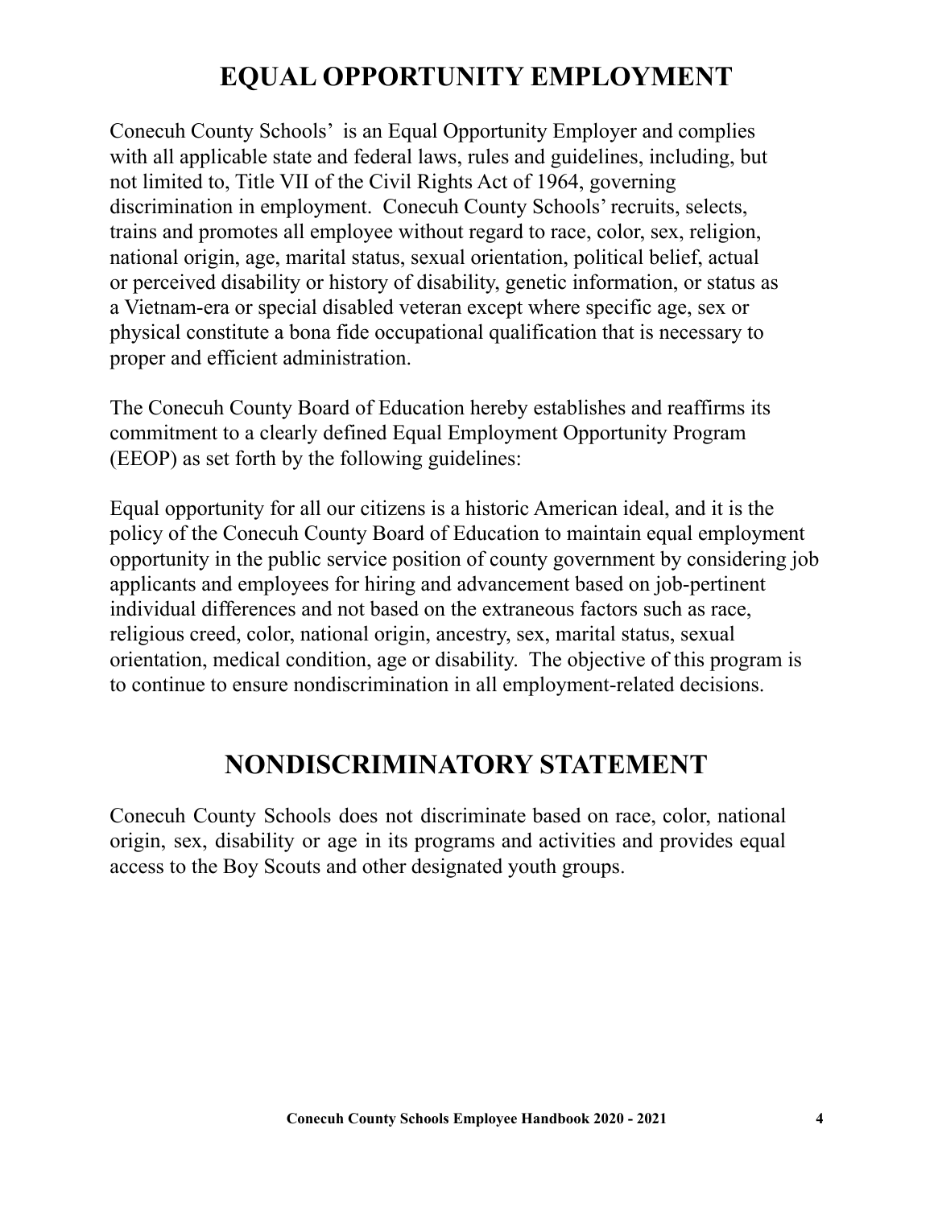# EQUAL OPPORTUNITY EMPLOYMENT

Conecuh County Schools' is an Equal Opportunity Employer and complies with all applicable state and federal laws, rules and guidelines, including, but not limited to, Title VII of the Civil Rights Act of 1964, governing discrimination in employment. Conecuh County Schools' recruits, selects, trains and promotes all employee without regard to race, color, sex, religion, national origin, age, marital status, sexual orientation, political belief, actual or perceived disability or history of disability, genetic information, or status as a Vietnam-era or special disabled veteran except where specific age, sex or physical constitute a bona fide occupational qualification that is necessary to proper and efficient administration.

The Conecuh County Board of Education hereby establishes and reaffirms its commitment to a clearly defined Equal Employment Opportunity Program (EEOP) as set forth by the following guidelines:

Equal opportunity for all our citizens is a historic American ideal, and it is the policy of the Conecuh County Board of Education to maintain equal employment opportunity in the public service position of county government by considering job applicants and employees for hiring and advancement based on job-pertinent individual differences and not based on the extraneous factors such as race, religious creed, color, national origin, ancestry, sex, marital status, sexual orientation, medical condition, age or disability. The objective of this program is to continue to ensure nondiscrimination in all employment-related decisions.

# NONDISCRIMINATORY STATEMENT

Conecuh County Schools does not discriminate based on race, color, national origin, sex, disability or age in its programs and activities and provides equal access to the Boy Scouts and other designated youth groups.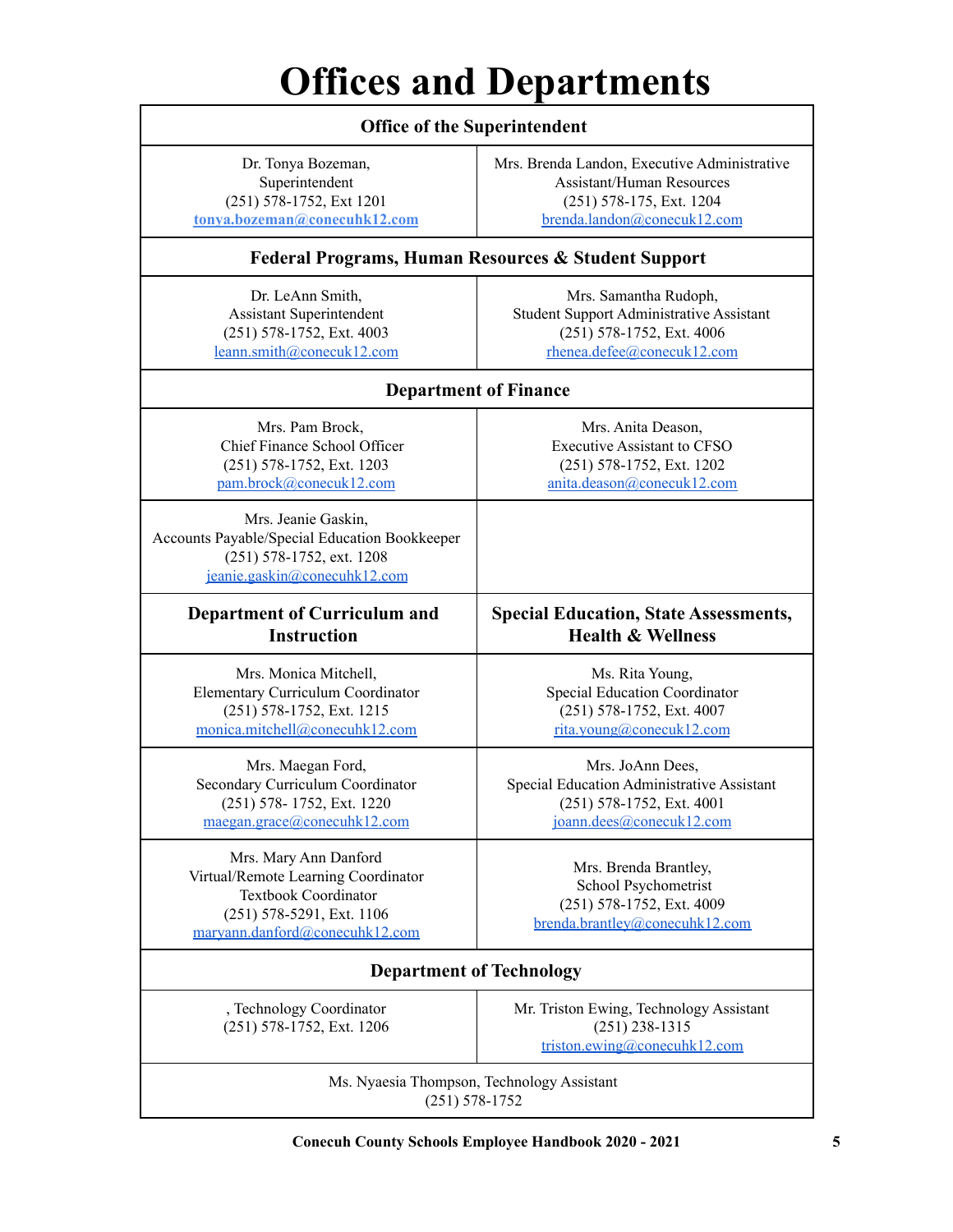# Offices and Departments

| Office of the Superintendent | |
|---|---|
| Dr. Tonya Bozeman,<br>Superintendent<br>(251) 578-1752, Ext 1201<br>**tonya.bozeman@conecuhk12.com** | Mrs. Brenda Landon, Executive Administrative Assistant/Human Resources<br>(251) 578-175, Ext. 1204<br>brenda.landon@conecuk12.com |
| **Federal Programs, Human Resources & Student Support** | |
| Dr. LeAnn Smith,<br>Assistant Superintendent<br>(251) 578-1752, Ext. 4003<br>leann.smith@conecuk12.com | Mrs. Samantha Rudoph,<br>Student Support Administrative Assistant<br>(251) 578-1752, Ext. 4006<br>rhenea.defee@conecuk12.com |
| **Department of Finance** | |
| Mrs. Pam Brock,<br>Chief Finance School Officer<br>(251) 578-1752, Ext. 1203<br>pam.brock@conecuk12.com | Mrs. Anita Deason,<br>Executive Assistant to CFSO<br>(251) 578-1752, Ext. 1202<br>anita.deason@conecuk12.com |
| Mrs. Jeanie Gaskin,<br>Accounts Payable/Special Education Bookkeeper<br>(251) 578-1752, ext. 1208<br>jeanie.gaskin@conecuhk12.com | |
| **Department of Curriculum and Instruction** | **Special Education, State Assessments, Health & Wellness** |
| Mrs. Monica Mitchell,<br>Elementary Curriculum Coordinator<br>(251) 578-1752, Ext. 1215<br>monica.mitchell@conecuhk12.com | Ms. Rita Young,<br>Special Education Coordinator<br>(251) 578-1752, Ext. 4007<br>rita.young@conecuk12.com |
| Mrs. Maegan Ford,<br>Secondary Curriculum Coordinator<br>(251) 578- 1752, Ext. 1220<br>maegan.grace@conecuhk12.com | Mrs. JoAnn Dees,<br>Special Education Administrative Assistant<br>(251) 578-1752, Ext. 4001<br>joann.dees@conecuk12.com |
| Mrs. Mary Ann Danford<br>Virtual/Remote Learning Coordinator<br>Textbook Coordinator<br>(251) 578-5291, Ext. 1106<br>maryann.danford@conecuhk12.com | Mrs. Brenda Brantley,<br>School Psychometrist<br>(251) 578-1752, Ext. 4009<br>brenda.brantley@conecuhk12.com |
| **Department of Technology** | |
| , Technology Coordinator<br>(251) 578-1752, Ext. 1206 | Mr. Triston Ewing, Technology Assistant<br>(251) 238-1315<br>triston.ewing@conecuhk12.com |
| Ms. Nyaesia Thompson, Technology Assistant<br>(251) 578-1752 | |

**Conecuh County Schools Employee Handbook 2020 - 2021**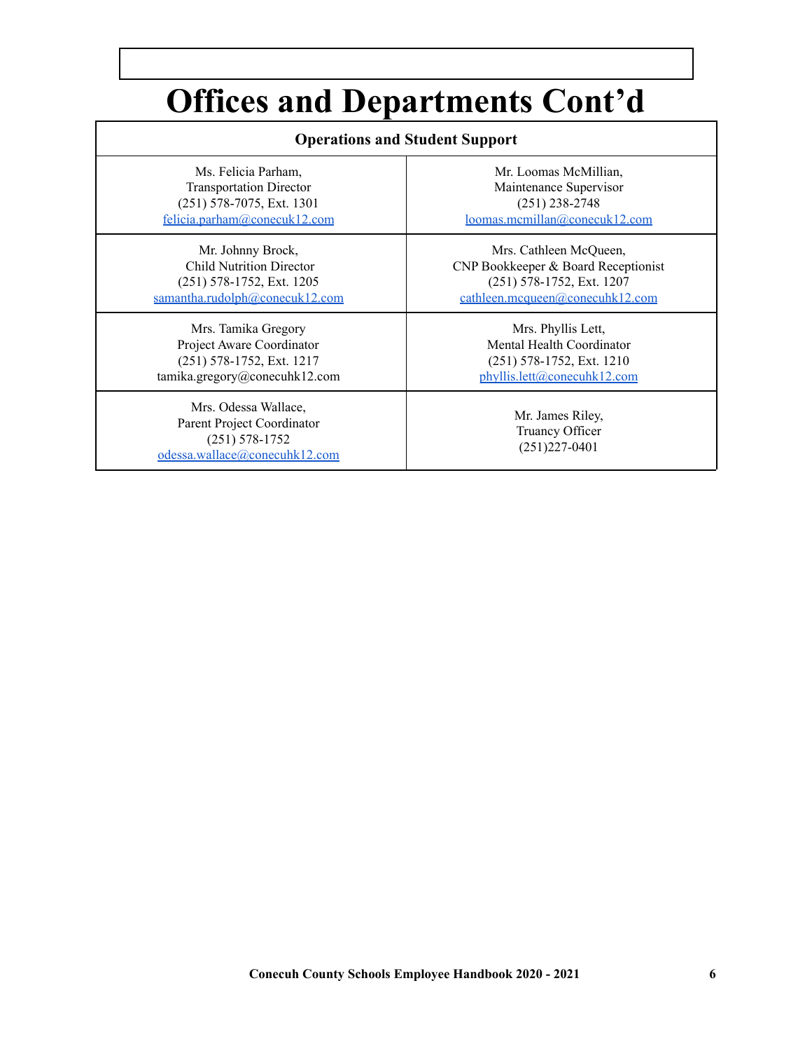# Offices and Departments Cont'd

| Operations and Student Support | |
|---|---|
| Ms. Felicia Parham,<br>Transportation Director<br>(251) 578-7075, Ext. 1301<br>felicia.parham@conecuk12.com | Mr. Loomas McMillian,<br>Maintenance Supervisor<br>(251) 238-2748<br>loomas.mcmillan@conecuk12.com |
| Mr. Johnny Brock,<br>Child Nutrition Director<br>(251) 578-1752, Ext. 1205<br>samantha.rudolph@conecuk12.com | Mrs. Cathleen McQueen,<br>CNP Bookkeeper & Board Receptionist<br>(251) 578-1752, Ext. 1207<br>cathleen.mcqueen@conecuhk12.com |
| Mrs. Tamika Gregory<br>Project Aware Coordinator<br>(251) 578-1752, Ext. 1217<br>tamika.gregory@conecuhk12.com | Mrs. Phyllis Lett,<br>Mental Health Coordinator<br>(251) 578-1752, Ext. 1210<br>phyllis.lett@conecuhk12.com |
| Mrs. Odessa Wallace,<br>Parent Project Coordinator<br>(251) 578-1752<br>odessa.wallace@conecuhk12.com | Mr. James Riley,<br>Truancy Officer<br>(251)227-0401 |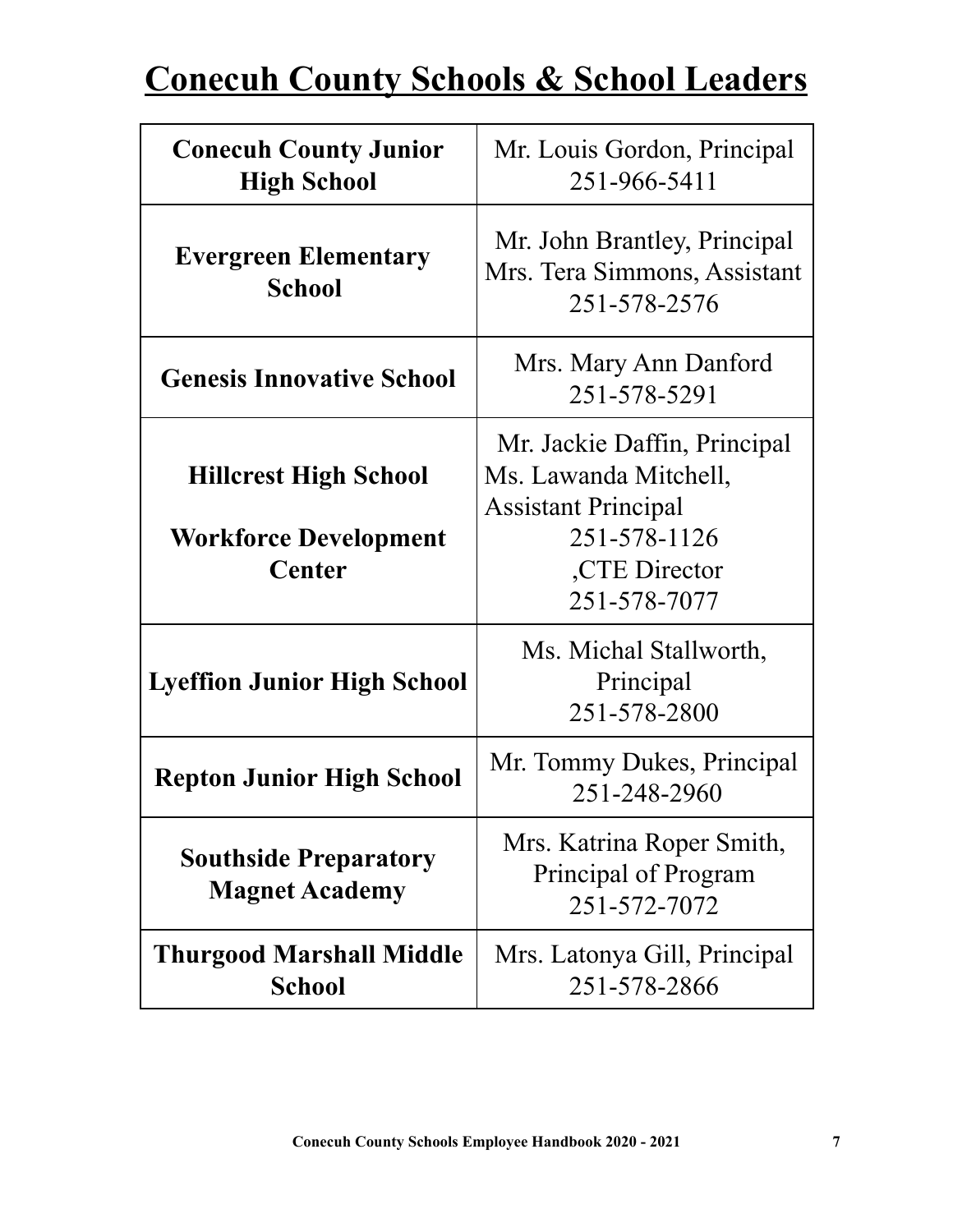# Conecuh County Schools & School Leaders

| School | Leaders |
|---|---|
| **Conecuh County Junior High School** | Mr. Louis Gordon, Principal<br>251-966-5411 |
| **Evergreen Elementary School** | Mr. John Brantley, Principal<br>Mrs. Tera Simmons, Assistant<br>251-578-2576 |
| **Genesis Innovative School** | Mrs. Mary Ann Danford<br>251-578-5291 |
| **Hillcrest High School**<br><br>**Workforce Development Center** | Mr. Jackie Daffin, Principal<br>Ms. Lawanda Mitchell, Assistant Principal<br>251-578-1126<br>,CTE Director<br>251-578-7077 |
| **Lyeffion Junior High School** | Ms. Michal Stallworth, Principal<br>251-578-2800 |
| **Repton Junior High School** | Mr. Tommy Dukes, Principal<br>251-248-2960 |
| **Southside Preparatory Magnet Academy** | Mrs. Katrina Roper Smith, Principal of Program<br>251-572-7072 |
| **Thurgood Marshall Middle School** | Mrs. Latonya Gill, Principal<br>251-578-2866 |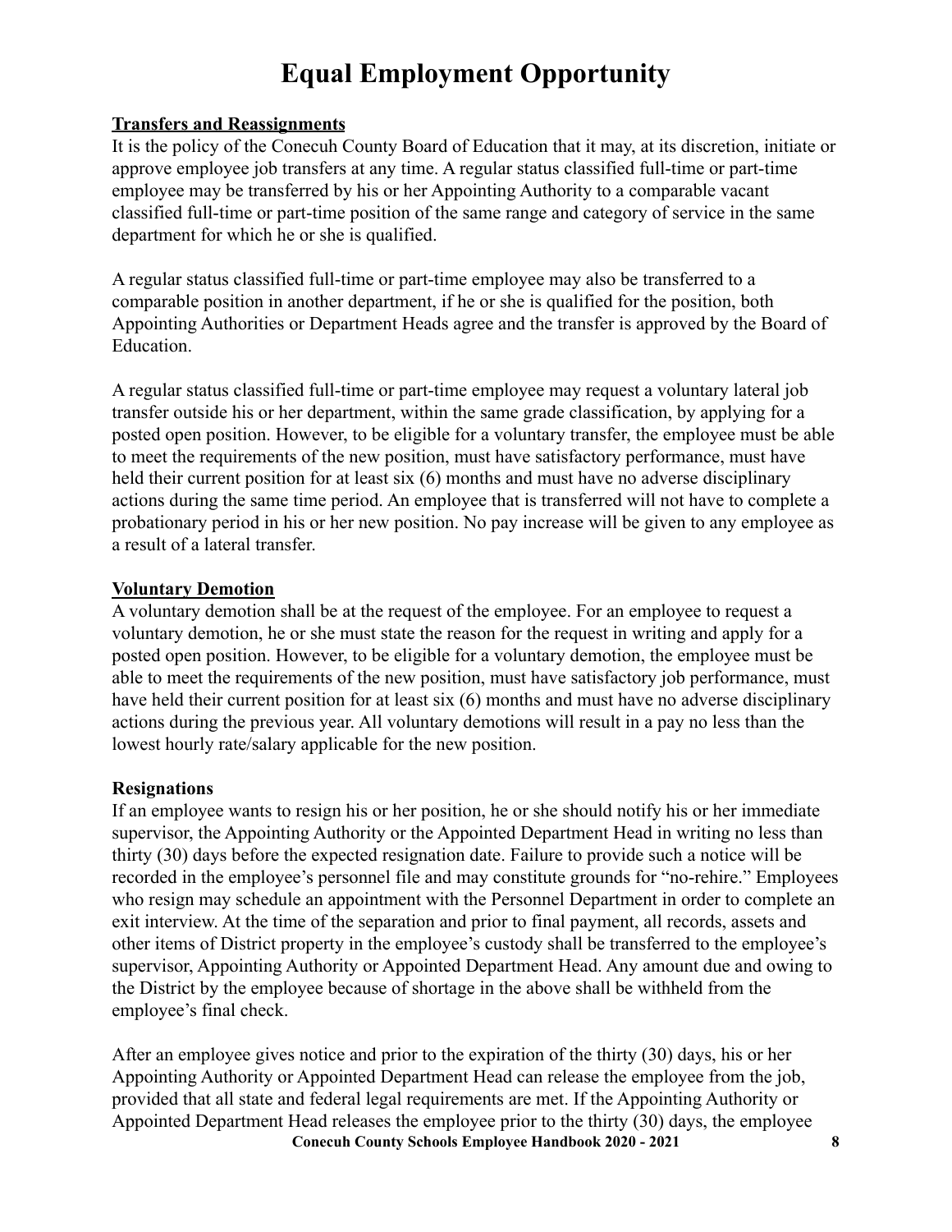# Equal Employment Opportunity

**Transfers and Reassignments**

It is the policy of the Conecuh County Board of Education that it may, at its discretion, initiate or approve employee job transfers at any time. A regular status classified full-time or part-time employee may be transferred by his or her Appointing Authority to a comparable vacant classified full-time or part-time position of the same range and category of service in the same department for which he or she is qualified.

A regular status classified full-time or part-time employee may also be transferred to a comparable position in another department, if he or she is qualified for the position, both Appointing Authorities or Department Heads agree and the transfer is approved by the Board of Education.

A regular status classified full-time or part-time employee may request a voluntary lateral job transfer outside his or her department, within the same grade classification, by applying for a posted open position. However, to be eligible for a voluntary transfer, the employee must be able to meet the requirements of the new position, must have satisfactory performance, must have held their current position for at least six (6) months and must have no adverse disciplinary actions during the same time period. An employee that is transferred will not have to complete a probationary period in his or her new position. No pay increase will be given to any employee as a result of a lateral transfer.

**Voluntary Demotion**

A voluntary demotion shall be at the request of the employee. For an employee to request a voluntary demotion, he or she must state the reason for the request in writing and apply for a posted open position. However, to be eligible for a voluntary demotion, the employee must be able to meet the requirements of the new position, must have satisfactory job performance, must have held their current position for at least six (6) months and must have no adverse disciplinary actions during the previous year. All voluntary demotions will result in a pay no less than the lowest hourly rate/salary applicable for the new position.

**Resignations**

If an employee wants to resign his or her position, he or she should notify his or her immediate supervisor, the Appointing Authority or the Appointed Department Head in writing no less than thirty (30) days before the expected resignation date. Failure to provide such a notice will be recorded in the employee's personnel file and may constitute grounds for "no-rehire." Employees who resign may schedule an appointment with the Personnel Department in order to complete an exit interview. At the time of the separation and prior to final payment, all records, assets and other items of District property in the employee's custody shall be transferred to the employee's supervisor, Appointing Authority or Appointed Department Head. Any amount due and owing to the District by the employee because of shortage in the above shall be withheld from the employee's final check.

After an employee gives notice and prior to the expiration of the thirty (30) days, his or her Appointing Authority or Appointed Department Head can release the employee from the job, provided that all state and federal legal requirements are met. If the Appointing Authority or Appointed Department Head releases the employee prior to the thirty (30) days, the employee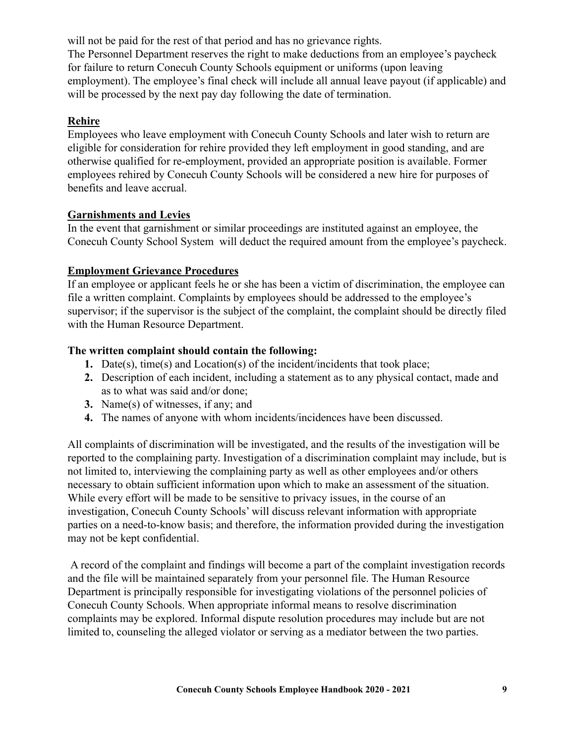will not be paid for the rest of that period and has no grievance rights.

The Personnel Department reserves the right to make deductions from an employee's paycheck for failure to return Conecuh County Schools equipment or uniforms (upon leaving employment). The employee's final check will include all annual leave payout (if applicable) and will be processed by the next pay day following the date of termination.

## Rehire

Employees who leave employment with Conecuh County Schools and later wish to return are eligible for consideration for rehire provided they left employment in good standing, and are otherwise qualified for re-employment, provided an appropriate position is available. Former employees rehired by Conecuh County Schools will be considered a new hire for purposes of benefits and leave accrual.

## Garnishments and Levies

In the event that garnishment or similar proceedings are instituted against an employee, the Conecuh County School System will deduct the required amount from the employee's paycheck.

## Employment Grievance Procedures

If an employee or applicant feels he or she has been a victim of discrimination, the employee can file a written complaint. Complaints by employees should be addressed to the employee's supervisor; if the supervisor is the subject of the complaint, the complaint should be directly filed with the Human Resource Department.

**The written complaint should contain the following:**

1. Date(s), time(s) and Location(s) of the incident/incidents that took place;
2. Description of each incident, including a statement as to any physical contact, made and as to what was said and/or done;
3. Name(s) of witnesses, if any; and
4. The names of anyone with whom incidents/incidences have been discussed.

All complaints of discrimination will be investigated, and the results of the investigation will be reported to the complaining party. Investigation of a discrimination complaint may include, but is not limited to, interviewing the complaining party as well as other employees and/or others necessary to obtain sufficient information upon which to make an assessment of the situation. While every effort will be made to be sensitive to privacy issues, in the course of an investigation, Conecuh County Schools' will discuss relevant information with appropriate parties on a need-to-know basis; and therefore, the information provided during the investigation may not be kept confidential.

A record of the complaint and findings will become a part of the complaint investigation records and the file will be maintained separately from your personnel file. The Human Resource Department is principally responsible for investigating violations of the personnel policies of Conecuh County Schools. When appropriate informal means to resolve discrimination complaints may be explored. Informal dispute resolution procedures may include but are not limited to, counseling the alleged violator or serving as a mediator between the two parties.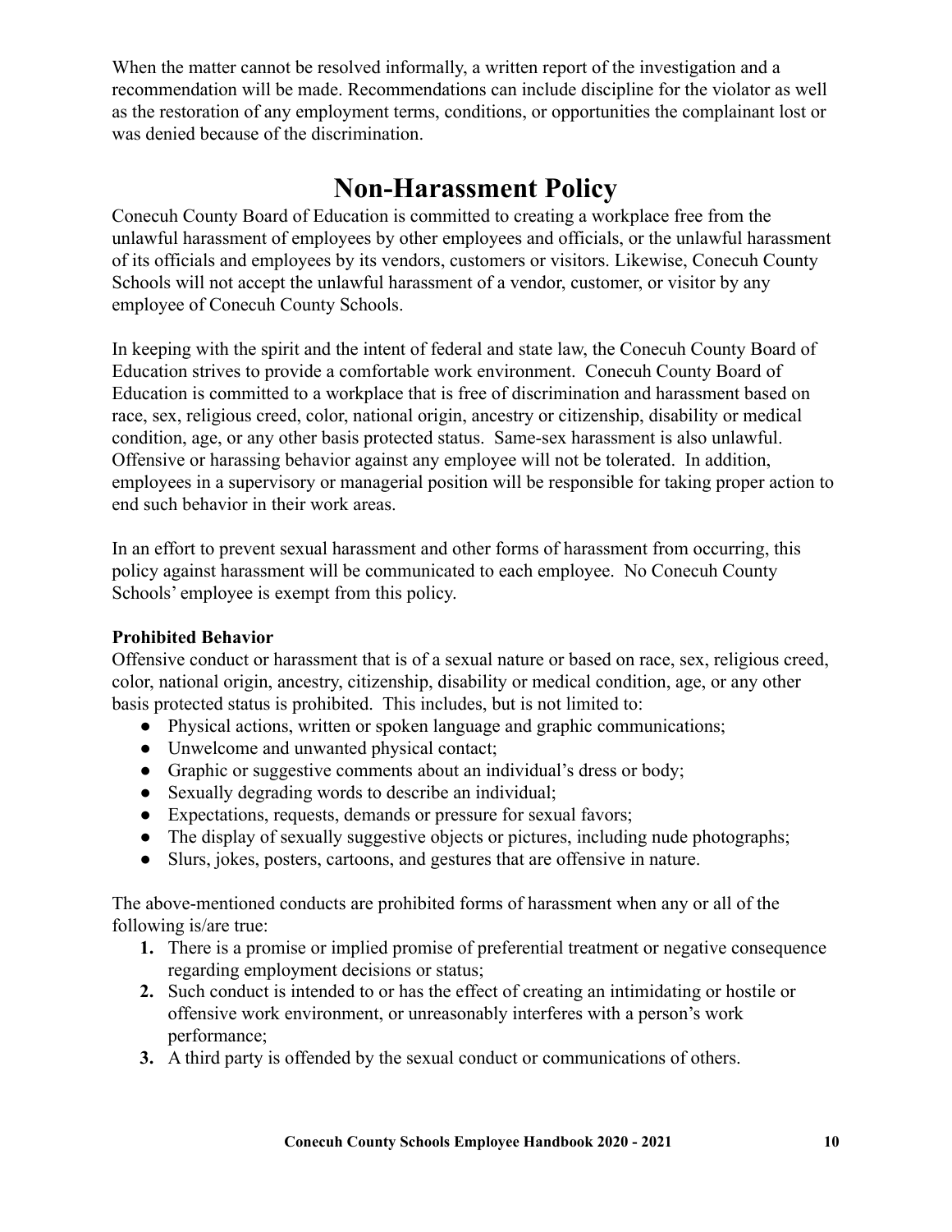When the matter cannot be resolved informally, a written report of the investigation and a recommendation will be made. Recommendations can include discipline for the violator as well as the restoration of any employment terms, conditions, or opportunities the complainant lost or was denied because of the discrimination.

# Non-Harassment Policy

Conecuh County Board of Education is committed to creating a workplace free from the unlawful harassment of employees by other employees and officials, or the unlawful harassment of its officials and employees by its vendors, customers or visitors. Likewise, Conecuh County Schools will not accept the unlawful harassment of a vendor, customer, or visitor by any employee of Conecuh County Schools.

In keeping with the spirit and the intent of federal and state law, the Conecuh County Board of Education strives to provide a comfortable work environment. Conecuh County Board of Education is committed to a workplace that is free of discrimination and harassment based on race, sex, religious creed, color, national origin, ancestry or citizenship, disability or medical condition, age, or any other basis protected status. Same-sex harassment is also unlawful. Offensive or harassing behavior against any employee will not be tolerated. In addition, employees in a supervisory or managerial position will be responsible for taking proper action to end such behavior in their work areas.

In an effort to prevent sexual harassment and other forms of harassment from occurring, this policy against harassment will be communicated to each employee. No Conecuh County Schools' employee is exempt from this policy.

**Prohibited Behavior**

Offensive conduct or harassment that is of a sexual nature or based on race, sex, religious creed, color, national origin, ancestry, citizenship, disability or medical condition, age, or any other basis protected status is prohibited. This includes, but is not limited to:

- Physical actions, written or spoken language and graphic communications;
- Unwelcome and unwanted physical contact;
- Graphic or suggestive comments about an individual's dress or body;
- Sexually degrading words to describe an individual;
- Expectations, requests, demands or pressure for sexual favors;
- The display of sexually suggestive objects or pictures, including nude photographs;
- Slurs, jokes, posters, cartoons, and gestures that are offensive in nature.

The above-mentioned conducts are prohibited forms of harassment when any or all of the following is/are true:

1. There is a promise or implied promise of preferential treatment or negative consequence regarding employment decisions or status;
2. Such conduct is intended to or has the effect of creating an intimidating or hostile or offensive work environment, or unreasonably interferes with a person's work performance;
3. A third party is offended by the sexual conduct or communications of others.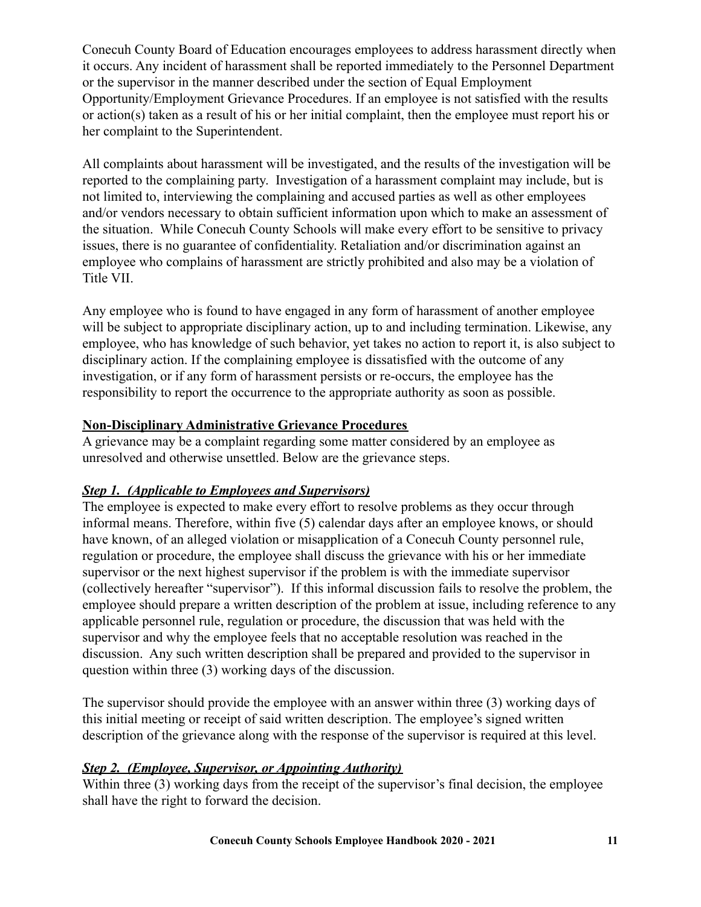Conecuh County Board of Education encourages employees to address harassment directly when it occurs. Any incident of harassment shall be reported immediately to the Personnel Department or the supervisor in the manner described under the section of Equal Employment Opportunity/Employment Grievance Procedures. If an employee is not satisfied with the results or action(s) taken as a result of his or her initial complaint, then the employee must report his or her complaint to the Superintendent.

All complaints about harassment will be investigated, and the results of the investigation will be reported to the complaining party. Investigation of a harassment complaint may include, but is not limited to, interviewing the complaining and accused parties as well as other employees and/or vendors necessary to obtain sufficient information upon which to make an assessment of the situation. While Conecuh County Schools will make every effort to be sensitive to privacy issues, there is no guarantee of confidentiality. Retaliation and/or discrimination against an employee who complains of harassment are strictly prohibited and also may be a violation of Title VII.

Any employee who is found to have engaged in any form of harassment of another employee will be subject to appropriate disciplinary action, up to and including termination. Likewise, any employee, who has knowledge of such behavior, yet takes no action to report it, is also subject to disciplinary action. If the complaining employee is dissatisfied with the outcome of any investigation, or if any form of harassment persists or re-occurs, the employee has the responsibility to report the occurrence to the appropriate authority as soon as possible.

**Non-Disciplinary Administrative Grievance Procedures**

A grievance may be a complaint regarding some matter considered by an employee as unresolved and otherwise unsettled. Below are the grievance steps.

***Step 1. (Applicable to Employees and Supervisors)***

The employee is expected to make every effort to resolve problems as they occur through informal means. Therefore, within five (5) calendar days after an employee knows, or should have known, of an alleged violation or misapplication of a Conecuh County personnel rule, regulation or procedure, the employee shall discuss the grievance with his or her immediate supervisor or the next highest supervisor if the problem is with the immediate supervisor (collectively hereafter "supervisor"). If this informal discussion fails to resolve the problem, the employee should prepare a written description of the problem at issue, including reference to any applicable personnel rule, regulation or procedure, the discussion that was held with the supervisor and why the employee feels that no acceptable resolution was reached in the discussion. Any such written description shall be prepared and provided to the supervisor in question within three (3) working days of the discussion.

The supervisor should provide the employee with an answer within three (3) working days of this initial meeting or receipt of said written description. The employee's signed written description of the grievance along with the response of the supervisor is required at this level.

***Step 2. (Employee, Supervisor, or Appointing Authority)***

Within three (3) working days from the receipt of the supervisor's final decision, the employee shall have the right to forward the decision.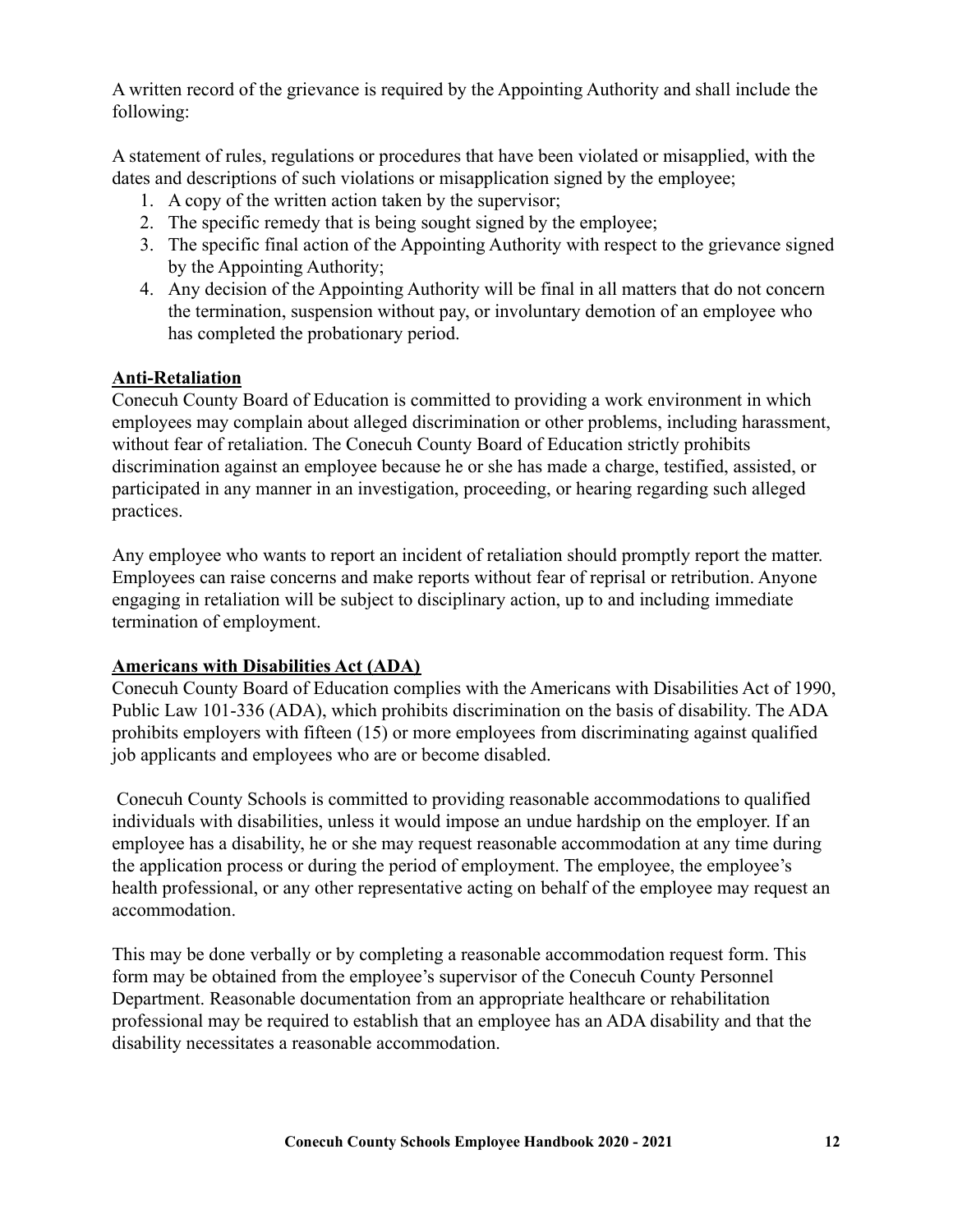A written record of the grievance is required by the Appointing Authority and shall include the following:

A statement of rules, regulations or procedures that have been violated or misapplied, with the dates and descriptions of such violations or misapplication signed by the employee;

1. A copy of the written action taken by the supervisor;
2. The specific remedy that is being sought signed by the employee;
3. The specific final action of the Appointing Authority with respect to the grievance signed by the Appointing Authority;
4. Any decision of the Appointing Authority will be final in all matters that do not concern the termination, suspension without pay, or involuntary demotion of an employee who has completed the probationary period.

**Anti-Retaliation**

Conecuh County Board of Education is committed to providing a work environment in which employees may complain about alleged discrimination or other problems, including harassment, without fear of retaliation. The Conecuh County Board of Education strictly prohibits discrimination against an employee because he or she has made a charge, testified, assisted, or participated in any manner in an investigation, proceeding, or hearing regarding such alleged practices.

Any employee who wants to report an incident of retaliation should promptly report the matter. Employees can raise concerns and make reports without fear of reprisal or retribution. Anyone engaging in retaliation will be subject to disciplinary action, up to and including immediate termination of employment.

**Americans with Disabilities Act (ADA)**

Conecuh County Board of Education complies with the Americans with Disabilities Act of 1990, Public Law 101-336 (ADA), which prohibits discrimination on the basis of disability. The ADA prohibits employers with fifteen (15) or more employees from discriminating against qualified job applicants and employees who are or become disabled.

Conecuh County Schools is committed to providing reasonable accommodations to qualified individuals with disabilities, unless it would impose an undue hardship on the employer. If an employee has a disability, he or she may request reasonable accommodation at any time during the application process or during the period of employment. The employee, the employee's health professional, or any other representative acting on behalf of the employee may request an accommodation.

This may be done verbally or by completing a reasonable accommodation request form. This form may be obtained from the employee's supervisor of the Conecuh County Personnel Department. Reasonable documentation from an appropriate healthcare or rehabilitation professional may be required to establish that an employee has an ADA disability and that the disability necessitates a reasonable accommodation.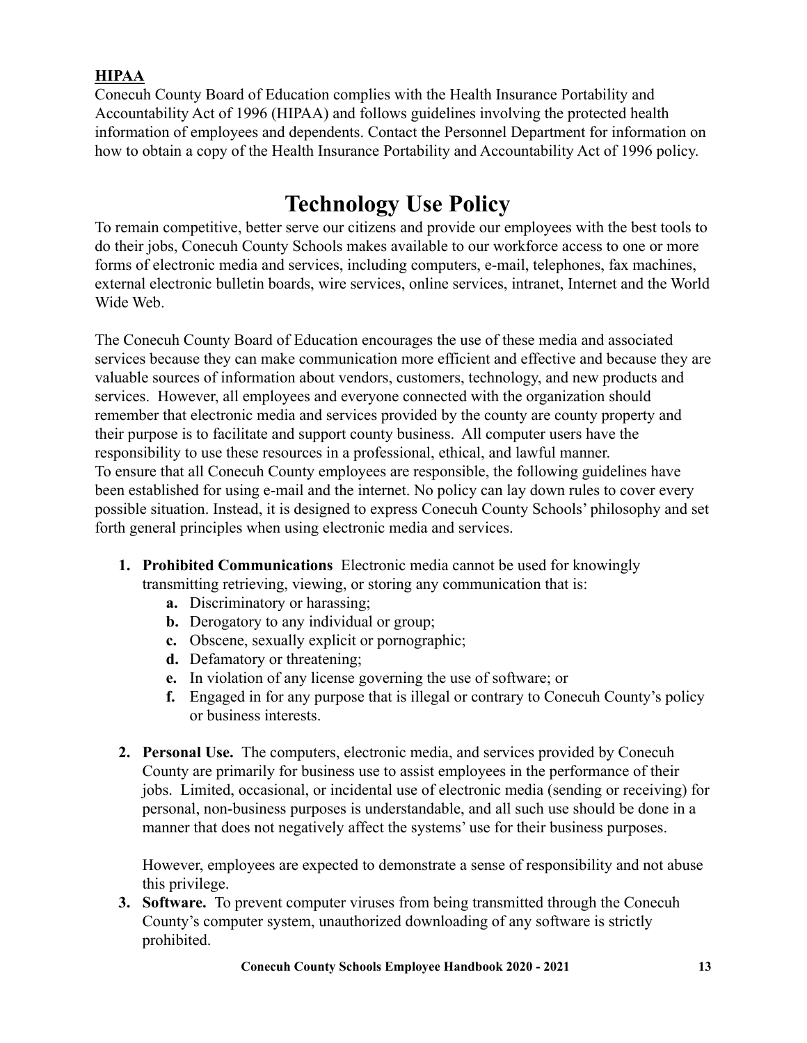**HIPAA**

Conecuh County Board of Education complies with the Health Insurance Portability and Accountability Act of 1996 (HIPAA) and follows guidelines involving the protected health information of employees and dependents. Contact the Personnel Department for information on how to obtain a copy of the Health Insurance Portability and Accountability Act of 1996 policy.

# Technology Use Policy

To remain competitive, better serve our citizens and provide our employees with the best tools to do their jobs, Conecuh County Schools makes available to our workforce access to one or more forms of electronic media and services, including computers, e-mail, telephones, fax machines, external electronic bulletin boards, wire services, online services, intranet, Internet and the World Wide Web.

The Conecuh County Board of Education encourages the use of these media and associated services because they can make communication more efficient and effective and because they are valuable sources of information about vendors, customers, technology, and new products and services. However, all employees and everyone connected with the organization should remember that electronic media and services provided by the county are county property and their purpose is to facilitate and support county business. All computer users have the responsibility to use these resources in a professional, ethical, and lawful manner.
To ensure that all Conecuh County employees are responsible, the following guidelines have been established for using e-mail and the internet. No policy can lay down rules to cover every possible situation. Instead, it is designed to express Conecuh County Schools' philosophy and set forth general principles when using electronic media and services.

1. **Prohibited Communications** Electronic media cannot be used for knowingly transmitting retrieving, viewing, or storing any communication that is:
   a. Discriminatory or harassing;
   b. Derogatory to any individual or group;
   c. Obscene, sexually explicit or pornographic;
   d. Defamatory or threatening;
   e. In violation of any license governing the use of software; or
   f. Engaged in for any purpose that is illegal or contrary to Conecuh County's policy or business interests.

2. **Personal Use.** The computers, electronic media, and services provided by Conecuh County are primarily for business use to assist employees in the performance of their jobs. Limited, occasional, or incidental use of electronic media (sending or receiving) for personal, non-business purposes is understandable, and all such use should be done in a manner that does not negatively affect the systems' use for their business purposes.

   However, employees are expected to demonstrate a sense of responsibility and not abuse this privilege.

3. **Software.** To prevent computer viruses from being transmitted through the Conecuh County's computer system, unauthorized downloading of any software is strictly prohibited.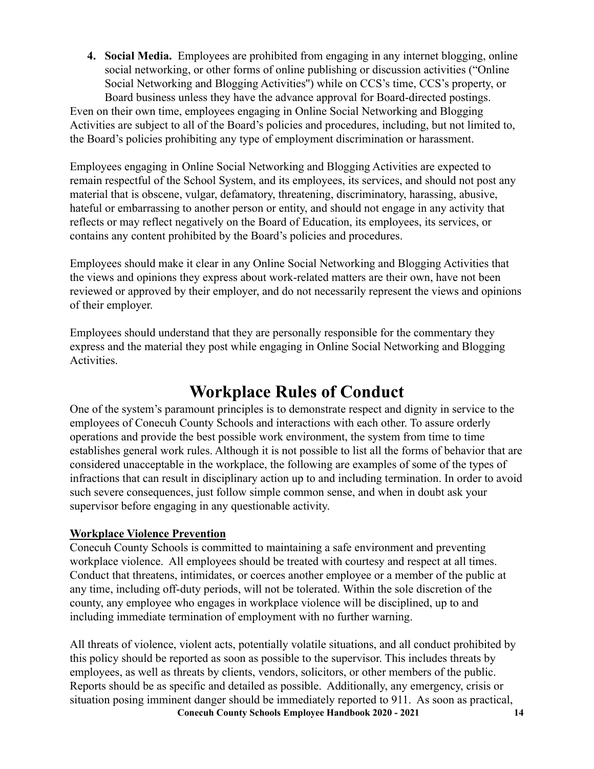4. **Social Media.** Employees are prohibited from engaging in any internet blogging, online social networking, or other forms of online publishing or discussion activities ("Online Social Networking and Blogging Activities") while on CCS's time, CCS's property, or Board business unless they have the advance approval for Board-directed postings.

Even on their own time, employees engaging in Online Social Networking and Blogging Activities are subject to all of the Board's policies and procedures, including, but not limited to, the Board's policies prohibiting any type of employment discrimination or harassment.

Employees engaging in Online Social Networking and Blogging Activities are expected to remain respectful of the School System, and its employees, its services, and should not post any material that is obscene, vulgar, defamatory, threatening, discriminatory, harassing, abusive, hateful or embarrassing to another person or entity, and should not engage in any activity that reflects or may reflect negatively on the Board of Education, its employees, its services, or contains any content prohibited by the Board's policies and procedures.

Employees should make it clear in any Online Social Networking and Blogging Activities that the views and opinions they express about work-related matters are their own, have not been reviewed or approved by their employer, and do not necessarily represent the views and opinions of their employer.

Employees should understand that they are personally responsible for the commentary they express and the material they post while engaging in Online Social Networking and Blogging Activities.

# Workplace Rules of Conduct

One of the system's paramount principles is to demonstrate respect and dignity in service to the employees of Conecuh County Schools and interactions with each other. To assure orderly operations and provide the best possible work environment, the system from time to time establishes general work rules. Although it is not possible to list all the forms of behavior that are considered unacceptable in the workplace, the following are examples of some of the types of infractions that can result in disciplinary action up to and including termination. In order to avoid such severe consequences, just follow simple common sense, and when in doubt ask your supervisor before engaging in any questionable activity.

**Workplace Violence Prevention**

Conecuh County Schools is committed to maintaining a safe environment and preventing workplace violence. All employees should be treated with courtesy and respect at all times. Conduct that threatens, intimidates, or coerces another employee or a member of the public at any time, including off-duty periods, will not be tolerated. Within the sole discretion of the county, any employee who engages in workplace violence will be disciplined, up to and including immediate termination of employment with no further warning.

All threats of violence, violent acts, potentially volatile situations, and all conduct prohibited by this policy should be reported as soon as possible to the supervisor. This includes threats by employees, as well as threats by clients, vendors, solicitors, or other members of the public. Reports should be as specific and detailed as possible. Additionally, any emergency, crisis or situation posing imminent danger should be immediately reported to 911. As soon as practical,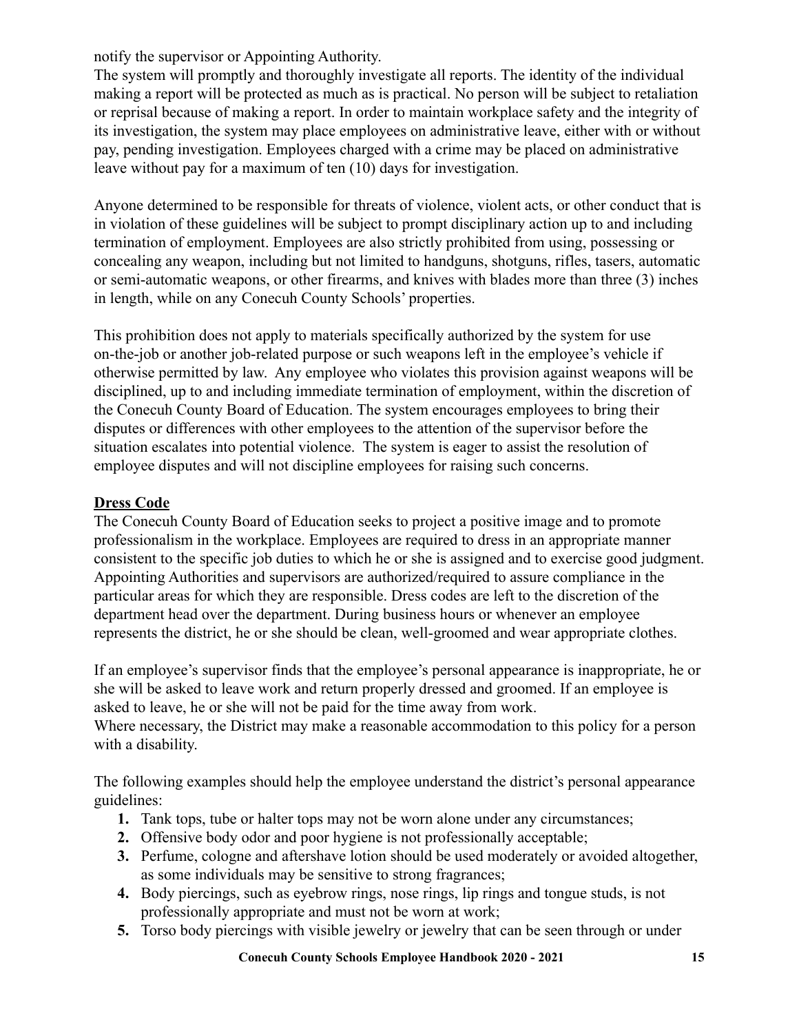notify the supervisor or Appointing Authority.
The system will promptly and thoroughly investigate all reports. The identity of the individual making a report will be protected as much as is practical. No person will be subject to retaliation or reprisal because of making a report. In order to maintain workplace safety and the integrity of its investigation, the system may place employees on administrative leave, either with or without pay, pending investigation. Employees charged with a crime may be placed on administrative leave without pay for a maximum of ten (10) days for investigation.

Anyone determined to be responsible for threats of violence, violent acts, or other conduct that is in violation of these guidelines will be subject to prompt disciplinary action up to and including termination of employment. Employees are also strictly prohibited from using, possessing or concealing any weapon, including but not limited to handguns, shotguns, rifles, tasers, automatic or semi-automatic weapons, or other firearms, and knives with blades more than three (3) inches in length, while on any Conecuh County Schools' properties.

This prohibition does not apply to materials specifically authorized by the system for use on-the-job or another job-related purpose or such weapons left in the employee's vehicle if otherwise permitted by law. Any employee who violates this provision against weapons will be disciplined, up to and including immediate termination of employment, within the discretion of the Conecuh County Board of Education. The system encourages employees to bring their disputes or differences with other employees to the attention of the supervisor before the situation escalates into potential violence. The system is eager to assist the resolution of employee disputes and will not discipline employees for raising such concerns.

## Dress Code

The Conecuh County Board of Education seeks to project a positive image and to promote professionalism in the workplace. Employees are required to dress in an appropriate manner consistent to the specific job duties to which he or she is assigned and to exercise good judgment. Appointing Authorities and supervisors are authorized/required to assure compliance in the particular areas for which they are responsible. Dress codes are left to the discretion of the department head over the department. During business hours or whenever an employee represents the district, he or she should be clean, well-groomed and wear appropriate clothes.

If an employee's supervisor finds that the employee's personal appearance is inappropriate, he or she will be asked to leave work and return properly dressed and groomed. If an employee is asked to leave, he or she will not be paid for the time away from work.
Where necessary, the District may make a reasonable accommodation to this policy for a person with a disability.

The following examples should help the employee understand the district's personal appearance guidelines:

1. Tank tops, tube or halter tops may not be worn alone under any circumstances;
2. Offensive body odor and poor hygiene is not professionally acceptable;
3. Perfume, cologne and aftershave lotion should be used moderately or avoided altogether, as some individuals may be sensitive to strong fragrances;
4. Body piercings, such as eyebrow rings, nose rings, lip rings and tongue studs, is not professionally appropriate and must not be worn at work;
5. Torso body piercings with visible jewelry or jewelry that can be seen through or under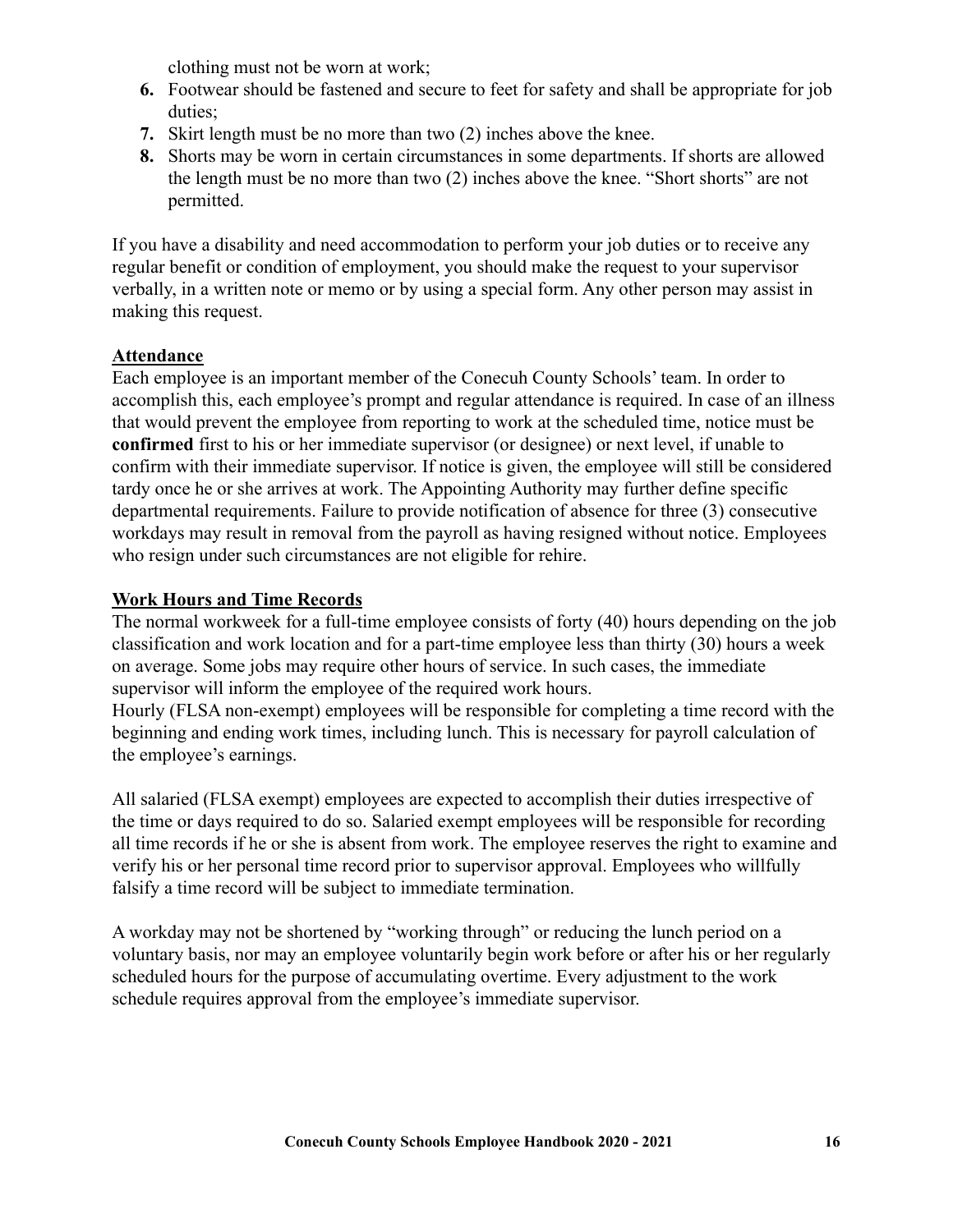clothing must not be worn at work;

6. Footwear should be fastened and secure to feet for safety and shall be appropriate for job duties;
7. Skirt length must be no more than two (2) inches above the knee.
8. Shorts may be worn in certain circumstances in some departments. If shorts are allowed the length must be no more than two (2) inches above the knee. "Short shorts" are not permitted.

If you have a disability and need accommodation to perform your job duties or to receive any regular benefit or condition of employment, you should make the request to your supervisor verbally, in a written note or memo or by using a special form. Any other person may assist in making this request.

## Attendance

Each employee is an important member of the Conecuh County Schools' team. In order to accomplish this, each employee's prompt and regular attendance is required. In case of an illness that would prevent the employee from reporting to work at the scheduled time, notice must be **confirmed** first to his or her immediate supervisor (or designee) or next level, if unable to confirm with their immediate supervisor. If notice is given, the employee will still be considered tardy once he or she arrives at work. The Appointing Authority may further define specific departmental requirements. Failure to provide notification of absence for three (3) consecutive workdays may result in removal from the payroll as having resigned without notice. Employees who resign under such circumstances are not eligible for rehire.

## Work Hours and Time Records

The normal workweek for a full-time employee consists of forty (40) hours depending on the job classification and work location and for a part-time employee less than thirty (30) hours a week on average. Some jobs may require other hours of service. In such cases, the immediate supervisor will inform the employee of the required work hours.
Hourly (FLSA non-exempt) employees will be responsible for completing a time record with the beginning and ending work times, including lunch. This is necessary for payroll calculation of the employee's earnings.

All salaried (FLSA exempt) employees are expected to accomplish their duties irrespective of the time or days required to do so. Salaried exempt employees will be responsible for recording all time records if he or she is absent from work. The employee reserves the right to examine and verify his or her personal time record prior to supervisor approval. Employees who willfully falsify a time record will be subject to immediate termination.

A workday may not be shortened by "working through" or reducing the lunch period on a voluntary basis, nor may an employee voluntarily begin work before or after his or her regularly scheduled hours for the purpose of accumulating overtime. Every adjustment to the work schedule requires approval from the employee's immediate supervisor.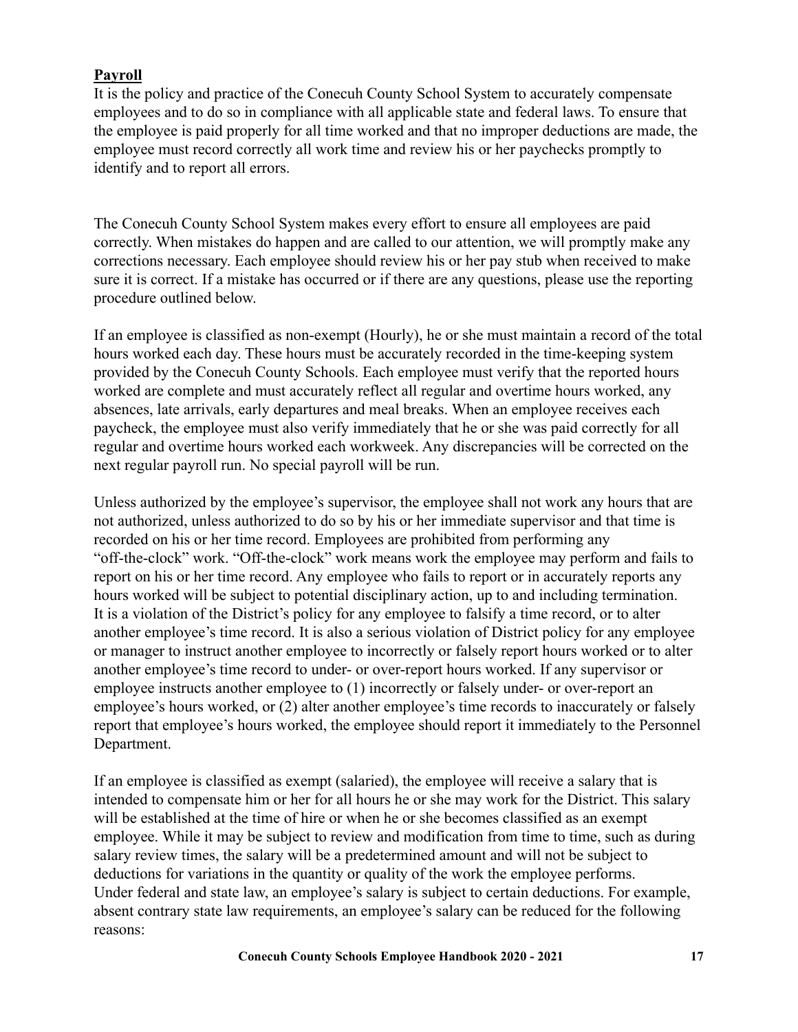**Payroll**

It is the policy and practice of the Conecuh County School System to accurately compensate employees and to do so in compliance with all applicable state and federal laws. To ensure that the employee is paid properly for all time worked and that no improper deductions are made, the employee must record correctly all work time and review his or her paychecks promptly to identify and to report all errors.

The Conecuh County School System makes every effort to ensure all employees are paid correctly. When mistakes do happen and are called to our attention, we will promptly make any corrections necessary. Each employee should review his or her pay stub when received to make sure it is correct. If a mistake has occurred or if there are any questions, please use the reporting procedure outlined below.

If an employee is classified as non-exempt (Hourly), he or she must maintain a record of the total hours worked each day. These hours must be accurately recorded in the time-keeping system provided by the Conecuh County Schools. Each employee must verify that the reported hours worked are complete and must accurately reflect all regular and overtime hours worked, any absences, late arrivals, early departures and meal breaks. When an employee receives each paycheck, the employee must also verify immediately that he or she was paid correctly for all regular and overtime hours worked each workweek. Any discrepancies will be corrected on the next regular payroll run. No special payroll will be run.

Unless authorized by the employee's supervisor, the employee shall not work any hours that are not authorized, unless authorized to do so by his or her immediate supervisor and that time is recorded on his or her time record. Employees are prohibited from performing any "off-the-clock" work. "Off-the-clock" work means work the employee may perform and fails to report on his or her time record. Any employee who fails to report or in accurately reports any hours worked will be subject to potential disciplinary action, up to and including termination. It is a violation of the District's policy for any employee to falsify a time record, or to alter another employee's time record. It is also a serious violation of District policy for any employee or manager to instruct another employee to incorrectly or falsely report hours worked or to alter another employee's time record to under- or over-report hours worked. If any supervisor or employee instructs another employee to (1) incorrectly or falsely under- or over-report an employee's hours worked, or (2) alter another employee's time records to inaccurately or falsely report that employee's hours worked, the employee should report it immediately to the Personnel Department.

If an employee is classified as exempt (salaried), the employee will receive a salary that is intended to compensate him or her for all hours he or she may work for the District. This salary will be established at the time of hire or when he or she becomes classified as an exempt employee. While it may be subject to review and modification from time to time, such as during salary review times, the salary will be a predetermined amount and will not be subject to deductions for variations in the quantity or quality of the work the employee performs. Under federal and state law, an employee's salary is subject to certain deductions. For example, absent contrary state law requirements, an employee's salary can be reduced for the following reasons: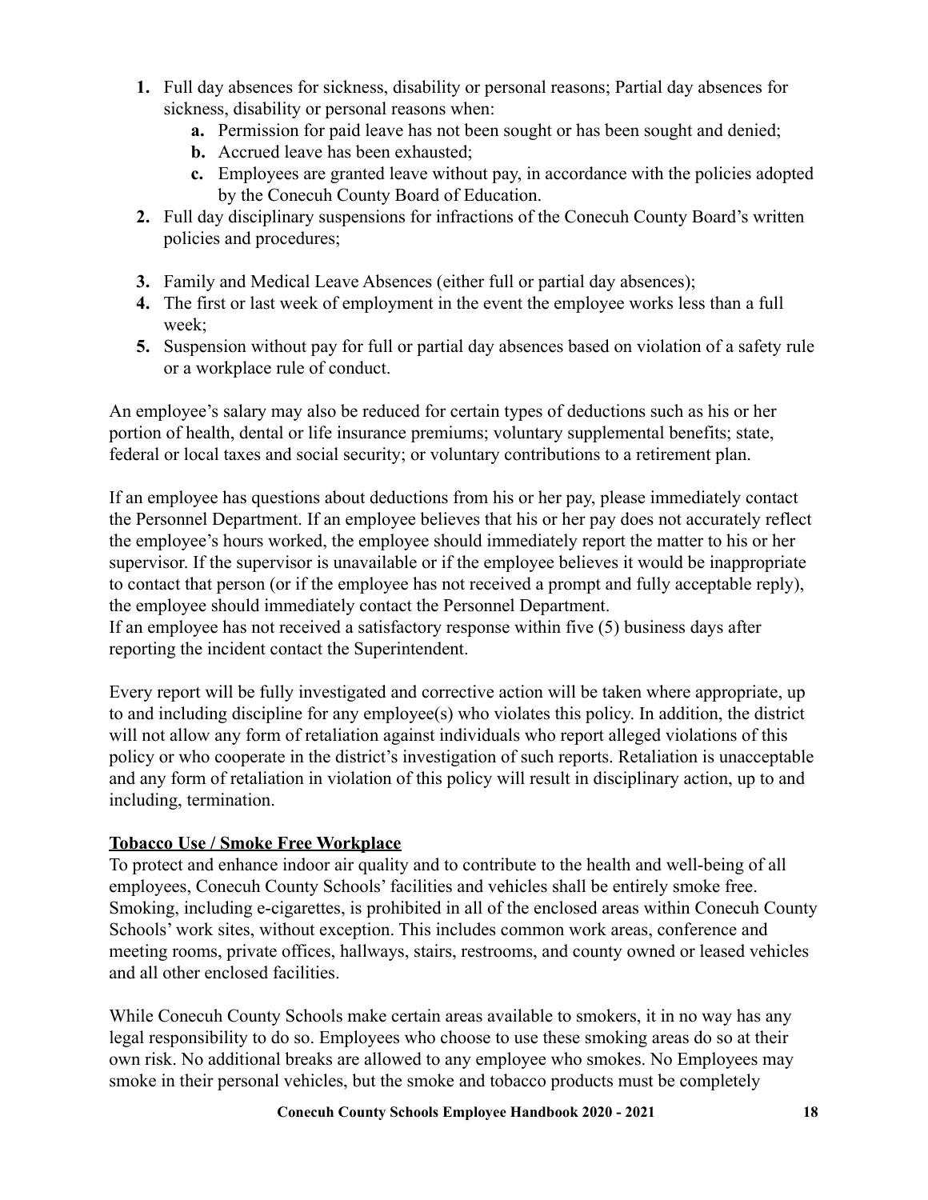1. Full day absences for sickness, disability or personal reasons; Partial day absences for sickness, disability or personal reasons when:
   a. Permission for paid leave has not been sought or has been sought and denied;
   b. Accrued leave has been exhausted;
   c. Employees are granted leave without pay, in accordance with the policies adopted by the Conecuh County Board of Education.
2. Full day disciplinary suspensions for infractions of the Conecuh County Board's written policies and procedures;
3. Family and Medical Leave Absences (either full or partial day absences);
4. The first or last week of employment in the event the employee works less than a full week;
5. Suspension without pay for full or partial day absences based on violation of a safety rule or a workplace rule of conduct.

An employee's salary may also be reduced for certain types of deductions such as his or her portion of health, dental or life insurance premiums; voluntary supplemental benefits; state, federal or local taxes and social security; or voluntary contributions to a retirement plan.

If an employee has questions about deductions from his or her pay, please immediately contact the Personnel Department. If an employee believes that his or her pay does not accurately reflect the employee's hours worked, the employee should immediately report the matter to his or her supervisor. If the supervisor is unavailable or if the employee believes it would be inappropriate to contact that person (or if the employee has not received a prompt and fully acceptable reply), the employee should immediately contact the Personnel Department.
If an employee has not received a satisfactory response within five (5) business days after reporting the incident contact the Superintendent.

Every report will be fully investigated and corrective action will be taken where appropriate, up to and including discipline for any employee(s) who violates this policy. In addition, the district will not allow any form of retaliation against individuals who report alleged violations of this policy or who cooperate in the district's investigation of such reports. Retaliation is unacceptable and any form of retaliation in violation of this policy will result in disciplinary action, up to and including, termination.

**Tobacco Use / Smoke Free Workplace**

To protect and enhance indoor air quality and to contribute to the health and well-being of all employees, Conecuh County Schools' facilities and vehicles shall be entirely smoke free. Smoking, including e-cigarettes, is prohibited in all of the enclosed areas within Conecuh County Schools' work sites, without exception. This includes common work areas, conference and meeting rooms, private offices, hallways, stairs, restrooms, and county owned or leased vehicles and all other enclosed facilities.

While Conecuh County Schools make certain areas available to smokers, it in no way has any legal responsibility to do so. Employees who choose to use these smoking areas do so at their own risk. No additional breaks are allowed to any employee who smokes. No Employees may smoke in their personal vehicles, but the smoke and tobacco products must be completely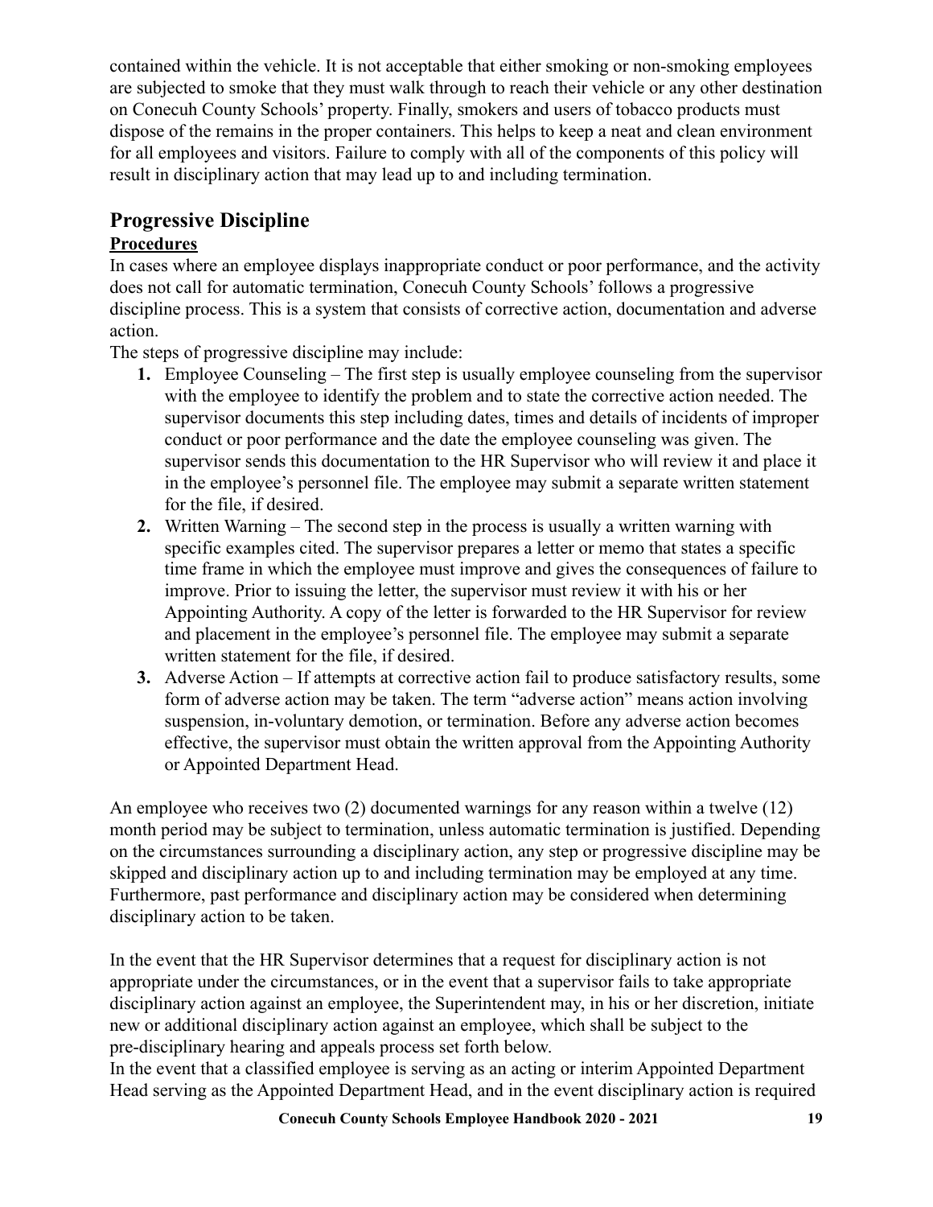contained within the vehicle. It is not acceptable that either smoking or non-smoking employees are subjected to smoke that they must walk through to reach their vehicle or any other destination on Conecuh County Schools' property. Finally, smokers and users of tobacco products must dispose of the remains in the proper containers. This helps to keep a neat and clean environment for all employees and visitors. Failure to comply with all of the components of this policy will result in disciplinary action that may lead up to and including termination.

## Progressive Discipline

**Procedures**

In cases where an employee displays inappropriate conduct or poor performance, and the activity does not call for automatic termination, Conecuh County Schools' follows a progressive discipline process. This is a system that consists of corrective action, documentation and adverse action.

The steps of progressive discipline may include:

1. Employee Counseling – The first step is usually employee counseling from the supervisor with the employee to identify the problem and to state the corrective action needed. The supervisor documents this step including dates, times and details of incidents of improper conduct or poor performance and the date the employee counseling was given. The supervisor sends this documentation to the HR Supervisor who will review it and place it in the employee's personnel file. The employee may submit a separate written statement for the file, if desired.
2. Written Warning – The second step in the process is usually a written warning with specific examples cited. The supervisor prepares a letter or memo that states a specific time frame in which the employee must improve and gives the consequences of failure to improve. Prior to issuing the letter, the supervisor must review it with his or her Appointing Authority. A copy of the letter is forwarded to the HR Supervisor for review and placement in the employee's personnel file. The employee may submit a separate written statement for the file, if desired.
3. Adverse Action – If attempts at corrective action fail to produce satisfactory results, some form of adverse action may be taken. The term "adverse action" means action involving suspension, in-voluntary demotion, or termination. Before any adverse action becomes effective, the supervisor must obtain the written approval from the Appointing Authority or Appointed Department Head.

An employee who receives two (2) documented warnings for any reason within a twelve (12) month period may be subject to termination, unless automatic termination is justified. Depending on the circumstances surrounding a disciplinary action, any step or progressive discipline may be skipped and disciplinary action up to and including termination may be employed at any time. Furthermore, past performance and disciplinary action may be considered when determining disciplinary action to be taken.

In the event that the HR Supervisor determines that a request for disciplinary action is not appropriate under the circumstances, or in the event that a supervisor fails to take appropriate disciplinary action against an employee, the Superintendent may, in his or her discretion, initiate new or additional disciplinary action against an employee, which shall be subject to the pre-disciplinary hearing and appeals process set forth below.

In the event that a classified employee is serving as an acting or interim Appointed Department Head serving as the Appointed Department Head, and in the event disciplinary action is required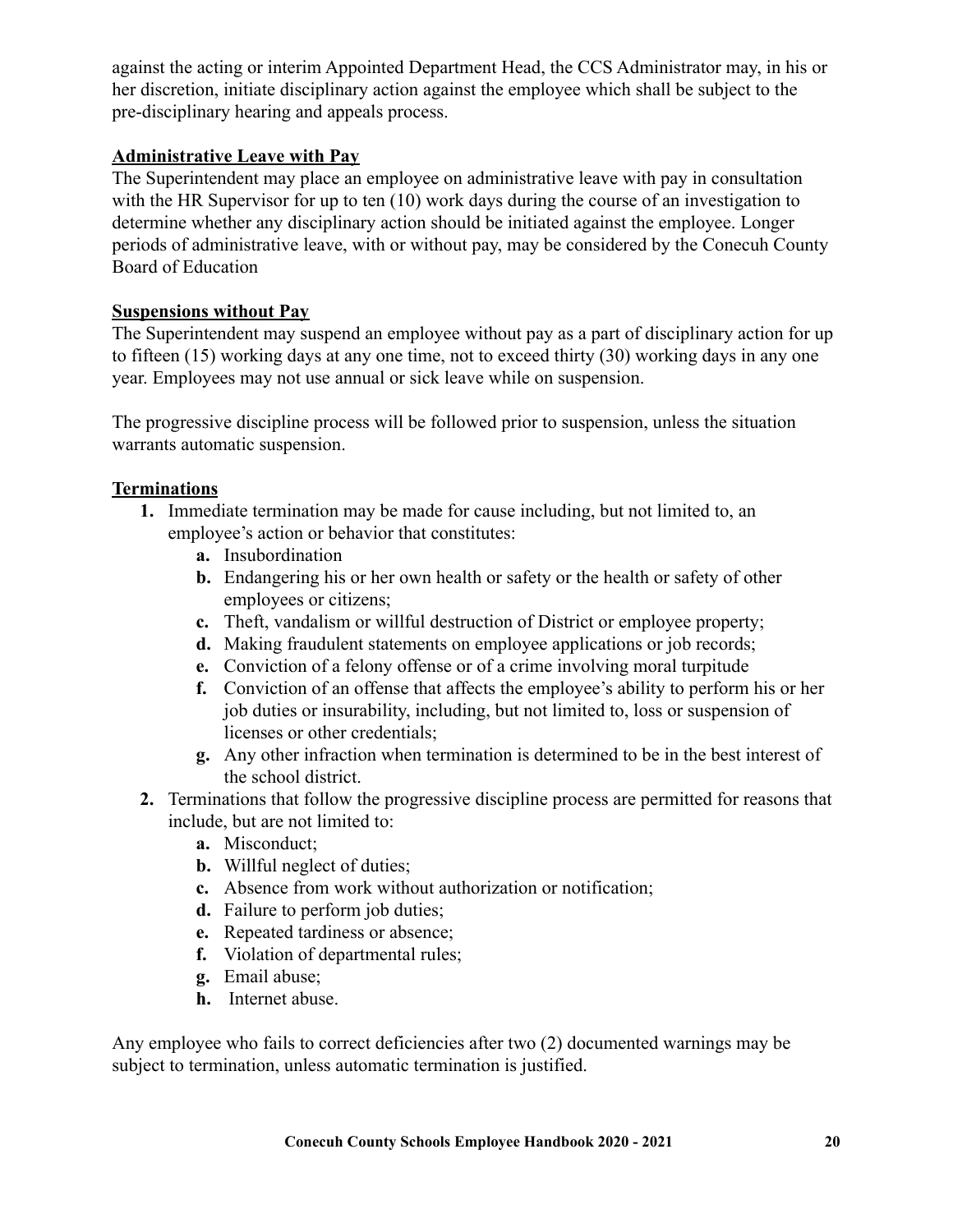against the acting or interim Appointed Department Head, the CCS Administrator may, in his or her discretion, initiate disciplinary action against the employee which shall be subject to the pre-disciplinary hearing and appeals process.

**Administrative Leave with Pay**

The Superintendent may place an employee on administrative leave with pay in consultation with the HR Supervisor for up to ten (10) work days during the course of an investigation to determine whether any disciplinary action should be initiated against the employee. Longer periods of administrative leave, with or without pay, may be considered by the Conecuh County Board of Education

**Suspensions without Pay**

The Superintendent may suspend an employee without pay as a part of disciplinary action for up to fifteen (15) working days at any one time, not to exceed thirty (30) working days in any one year. Employees may not use annual or sick leave while on suspension.

The progressive discipline process will be followed prior to suspension, unless the situation warrants automatic suspension.

**Terminations**

1. Immediate termination may be made for cause including, but not limited to, an employee's action or behavior that constitutes:
   a. Insubordination
   b. Endangering his or her own health or safety or the health or safety of other employees or citizens;
   c. Theft, vandalism or willful destruction of District or employee property;
   d. Making fraudulent statements on employee applications or job records;
   e. Conviction of a felony offense or of a crime involving moral turpitude
   f. Conviction of an offense that affects the employee's ability to perform his or her job duties or insurability, including, but not limited to, loss or suspension of licenses or other credentials;
   g. Any other infraction when termination is determined to be in the best interest of the school district.
2. Terminations that follow the progressive discipline process are permitted for reasons that include, but are not limited to:
   a. Misconduct;
   b. Willful neglect of duties;
   c. Absence from work without authorization or notification;
   d. Failure to perform job duties;
   e. Repeated tardiness or absence;
   f. Violation of departmental rules;
   g. Email abuse;
   h. Internet abuse.

Any employee who fails to correct deficiencies after two (2) documented warnings may be subject to termination, unless automatic termination is justified.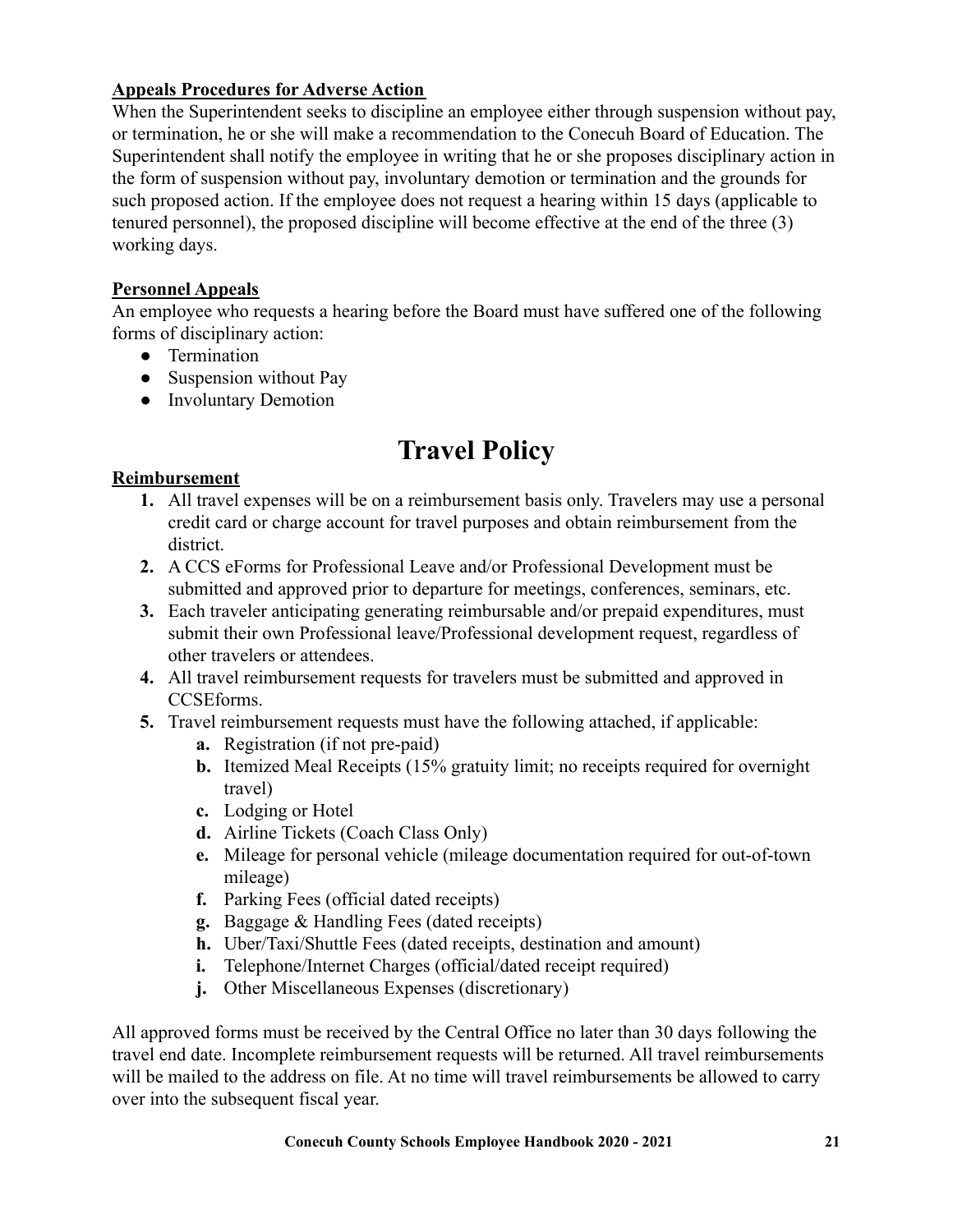**Appeals Procedures for Adverse Action**

When the Superintendent seeks to discipline an employee either through suspension without pay, or termination, he or she will make a recommendation to the Conecuh Board of Education. The Superintendent shall notify the employee in writing that he or she proposes disciplinary action in the form of suspension without pay, involuntary demotion or termination and the grounds for such proposed action. If the employee does not request a hearing within 15 days (applicable to tenured personnel), the proposed discipline will become effective at the end of the three (3) working days.

**Personnel Appeals**

An employee who requests a hearing before the Board must have suffered one of the following forms of disciplinary action:

- Termination
- Suspension without Pay
- Involuntary Demotion

# Travel Policy

**Reimbursement**

1. All travel expenses will be on a reimbursement basis only. Travelers may use a personal credit card or charge account for travel purposes and obtain reimbursement from the district.
2. A CCS eForms for Professional Leave and/or Professional Development must be submitted and approved prior to departure for meetings, conferences, seminars, etc.
3. Each traveler anticipating generating reimbursable and/or prepaid expenditures, must submit their own Professional leave/Professional development request, regardless of other travelers or attendees.
4. All travel reimbursement requests for travelers must be submitted and approved in CCSEforms.
5. Travel reimbursement requests must have the following attached, if applicable:
   a. Registration (if not pre-paid)
   b. Itemized Meal Receipts (15% gratuity limit; no receipts required for overnight travel)
   c. Lodging or Hotel
   d. Airline Tickets (Coach Class Only)
   e. Mileage for personal vehicle (mileage documentation required for out-of-town mileage)
   f. Parking Fees (official dated receipts)
   g. Baggage & Handling Fees (dated receipts)
   h. Uber/Taxi/Shuttle Fees (dated receipts, destination and amount)
   i. Telephone/Internet Charges (official/dated receipt required)
   j. Other Miscellaneous Expenses (discretionary)

All approved forms must be received by the Central Office no later than 30 days following the travel end date. Incomplete reimbursement requests will be returned. All travel reimbursements will be mailed to the address on file. At no time will travel reimbursements be allowed to carry over into the subsequent fiscal year.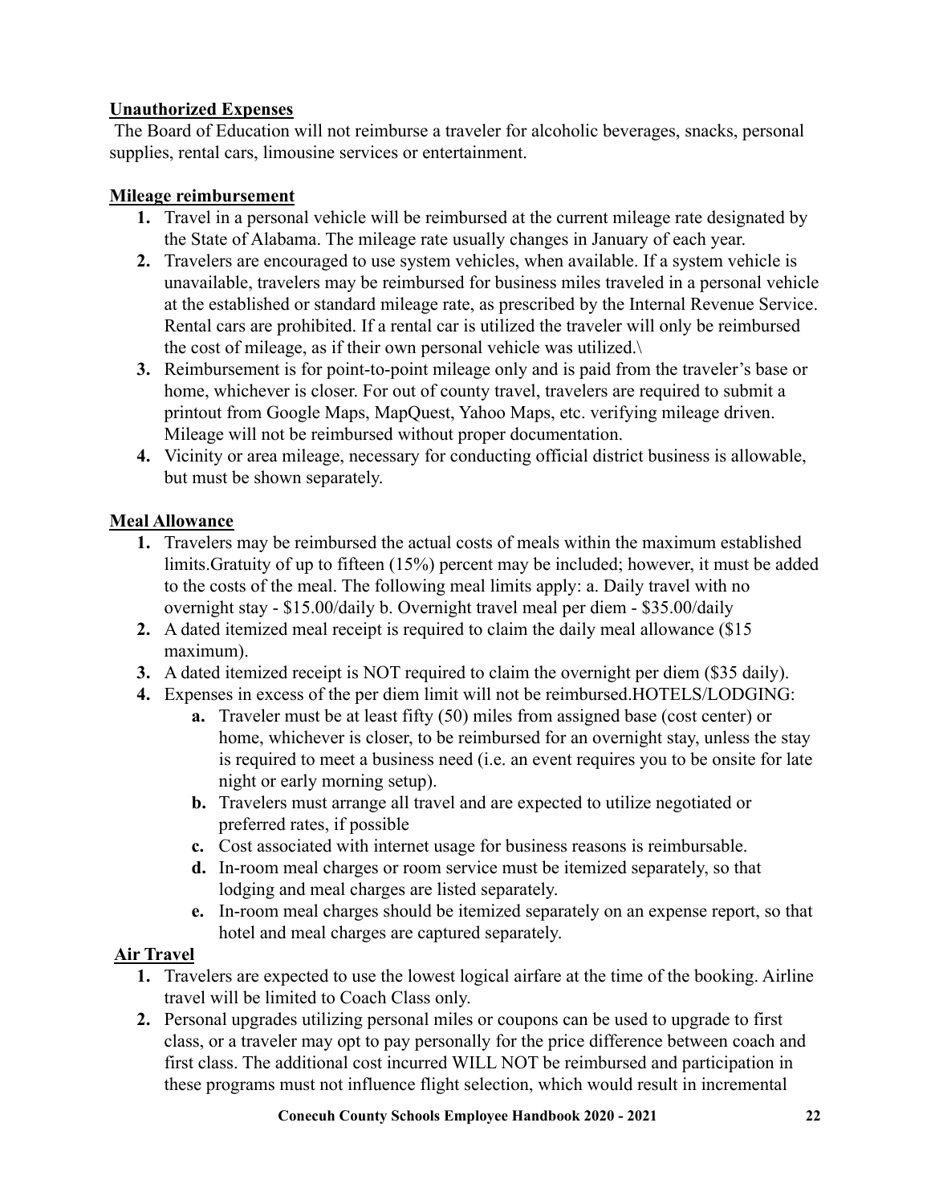**Unauthorized Expenses**

The Board of Education will not reimburse a traveler for alcoholic beverages, snacks, personal supplies, rental cars, limousine services or entertainment.

**Mileage reimbursement**

1. Travel in a personal vehicle will be reimbursed at the current mileage rate designated by the State of Alabama. The mileage rate usually changes in January of each year.
2. Travelers are encouraged to use system vehicles, when available. If a system vehicle is unavailable, travelers may be reimbursed for business miles traveled in a personal vehicle at the established or standard mileage rate, as prescribed by the Internal Revenue Service. Rental cars are prohibited. If a rental car is utilized the traveler will only be reimbursed the cost of mileage, as if their own personal vehicle was utilized.\
3. Reimbursement is for point-to-point mileage only and is paid from the traveler's base or home, whichever is closer. For out of county travel, travelers are required to submit a printout from Google Maps, MapQuest, Yahoo Maps, etc. verifying mileage driven. Mileage will not be reimbursed without proper documentation.
4. Vicinity or area mileage, necessary for conducting official district business is allowable, but must be shown separately.

**Meal Allowance**

1. Travelers may be reimbursed the actual costs of meals within the maximum established limits.Gratuity of up to fifteen (15%) percent may be included; however, it must be added to the costs of the meal. The following meal limits apply: a. Daily travel with no overnight stay - $15.00/daily b. Overnight travel meal per diem - $35.00/daily
2. A dated itemized meal receipt is required to claim the daily meal allowance ($15 maximum).
3. A dated itemized receipt is NOT required to claim the overnight per diem ($35 daily).
4. Expenses in excess of the per diem limit will not be reimbursed.HOTELS/LODGING:
   a. Traveler must be at least fifty (50) miles from assigned base (cost center) or home, whichever is closer, to be reimbursed for an overnight stay, unless the stay is required to meet a business need (i.e. an event requires you to be onsite for late night or early morning setup).
   b. Travelers must arrange all travel and are expected to utilize negotiated or preferred rates, if possible
   c. Cost associated with internet usage for business reasons is reimbursable.
   d. In-room meal charges or room service must be itemized separately, so that lodging and meal charges are listed separately.
   e. In-room meal charges should be itemized separately on an expense report, so that hotel and meal charges are captured separately.

**Air Travel**

1. Travelers are expected to use the lowest logical airfare at the time of the booking. Airline travel will be limited to Coach Class only.
2. Personal upgrades utilizing personal miles or coupons can be used to upgrade to first class, or a traveler may opt to pay personally for the price difference between coach and first class. The additional cost incurred WILL NOT be reimbursed and participation in these programs must not influence flight selection, which would result in incremental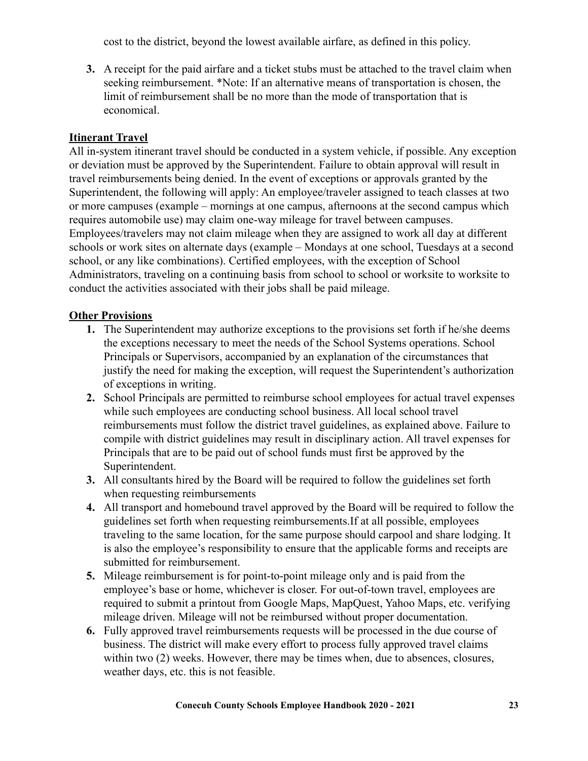cost to the district, beyond the lowest available airfare, as defined in this policy.

3. A receipt for the paid airfare and a ticket stubs must be attached to the travel claim when seeking reimbursement. *Note: If an alternative means of transportation is chosen, the limit of reimbursement shall be no more than the mode of transportation that is economical.

**Itinerant Travel**

All in-system itinerant travel should be conducted in a system vehicle, if possible. Any exception or deviation must be approved by the Superintendent. Failure to obtain approval will result in travel reimbursements being denied. In the event of exceptions or approvals granted by the Superintendent, the following will apply: An employee/traveler assigned to teach classes at two or more campuses (example – mornings at one campus, afternoons at the second campus which requires automobile use) may claim one-way mileage for travel between campuses. Employees/travelers may not claim mileage when they are assigned to work all day at different schools or work sites on alternate days (example – Mondays at one school, Tuesdays at a second school, or any like combinations). Certified employees, with the exception of School Administrators, traveling on a continuing basis from school to school or worksite to worksite to conduct the activities associated with their jobs shall be paid mileage.

**Other Provisions**

1. The Superintendent may authorize exceptions to the provisions set forth if he/she deems the exceptions necessary to meet the needs of the School Systems operations. School Principals or Supervisors, accompanied by an explanation of the circumstances that justify the need for making the exception, will request the Superintendent's authorization of exceptions in writing.
2. School Principals are permitted to reimburse school employees for actual travel expenses while such employees are conducting school business. All local school travel reimbursements must follow the district travel guidelines, as explained above. Failure to compile with district guidelines may result in disciplinary action. All travel expenses for Principals that are to be paid out of school funds must first be approved by the Superintendent.
3. All consultants hired by the Board will be required to follow the guidelines set forth when requesting reimbursements
4. All transport and homebound travel approved by the Board will be required to follow the guidelines set forth when requesting reimbursements.If at all possible, employees traveling to the same location, for the same purpose should carpool and share lodging. It is also the employee's responsibility to ensure that the applicable forms and receipts are submitted for reimbursement.
5. Mileage reimbursement is for point-to-point mileage only and is paid from the employee's base or home, whichever is closer. For out-of-town travel, employees are required to submit a printout from Google Maps, MapQuest, Yahoo Maps, etc. verifying mileage driven. Mileage will not be reimbursed without proper documentation.
6. Fully approved travel reimbursements requests will be processed in the due course of business. The district will make every effort to process fully approved travel claims within two (2) weeks. However, there may be times when, due to absences, closures, weather days, etc. this is not feasible.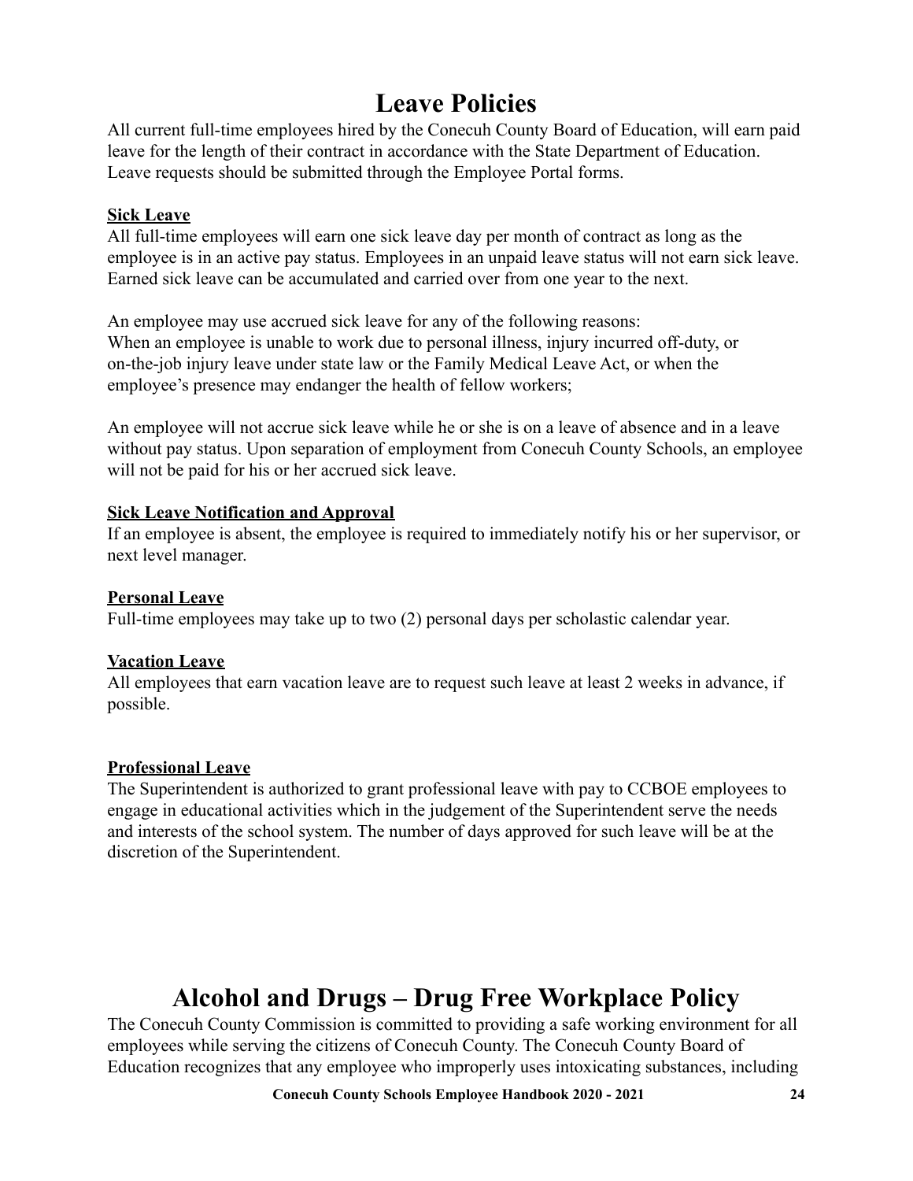# Leave Policies

All current full-time employees hired by the Conecuh County Board of Education, will earn paid leave for the length of their contract in accordance with the State Department of Education. Leave requests should be submitted through the Employee Portal forms.

**Sick Leave**

All full-time employees will earn one sick leave day per month of contract as long as the employee is in an active pay status. Employees in an unpaid leave status will not earn sick leave. Earned sick leave can be accumulated and carried over from one year to the next.

An employee may use accrued sick leave for any of the following reasons:
When an employee is unable to work due to personal illness, injury incurred off-duty, or on-the-job injury leave under state law or the Family Medical Leave Act, or when the employee's presence may endanger the health of fellow workers;

An employee will not accrue sick leave while he or she is on a leave of absence and in a leave without pay status. Upon separation of employment from Conecuh County Schools, an employee will not be paid for his or her accrued sick leave.

**Sick Leave Notification and Approval**

If an employee is absent, the employee is required to immediately notify his or her supervisor, or next level manager.

**Personal Leave**

Full-time employees may take up to two (2) personal days per scholastic calendar year.

**Vacation Leave**

All employees that earn vacation leave are to request such leave at least 2 weeks in advance, if possible.

**Professional Leave**

The Superintendent is authorized to grant professional leave with pay to CCBOE employees to engage in educational activities which in the judgement of the Superintendent serve the needs and interests of the school system. The number of days approved for such leave will be at the discretion of the Superintendent.

# Alcohol and Drugs – Drug Free Workplace Policy

The Conecuh County Commission is committed to providing a safe working environment for all employees while serving the citizens of Conecuh County. The Conecuh County Board of Education recognizes that any employee who improperly uses intoxicating substances, including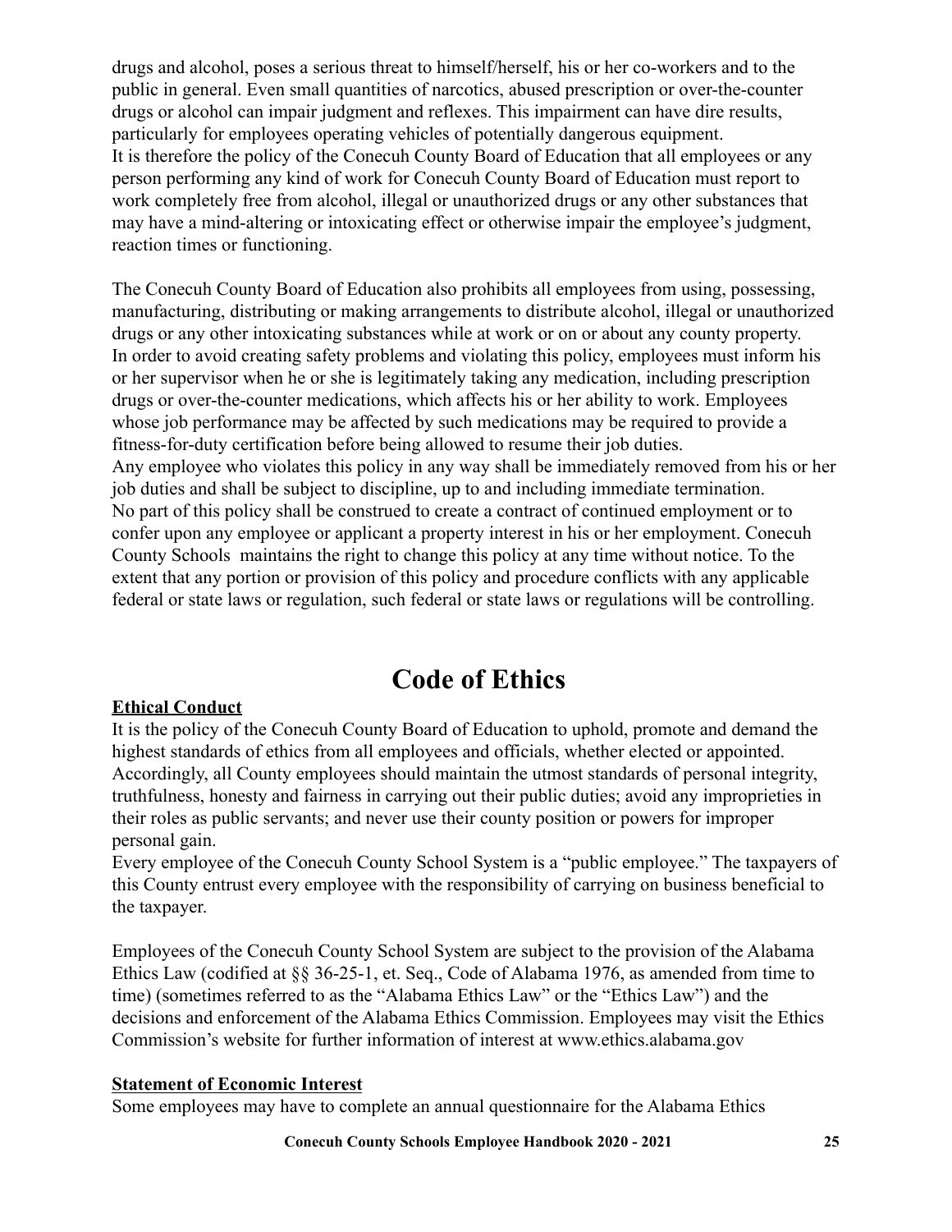drugs and alcohol, poses a serious threat to himself/herself, his or her co-workers and to the public in general. Even small quantities of narcotics, abused prescription or over-the-counter drugs or alcohol can impair judgment and reflexes. This impairment can have dire results, particularly for employees operating vehicles of potentially dangerous equipment.
It is therefore the policy of the Conecuh County Board of Education that all employees or any person performing any kind of work for Conecuh County Board of Education must report to work completely free from alcohol, illegal or unauthorized drugs or any other substances that may have a mind-altering or intoxicating effect or otherwise impair the employee's judgment, reaction times or functioning.

The Conecuh County Board of Education also prohibits all employees from using, possessing, manufacturing, distributing or making arrangements to distribute alcohol, illegal or unauthorized drugs or any other intoxicating substances while at work or on or about any county property.
In order to avoid creating safety problems and violating this policy, employees must inform his or her supervisor when he or she is legitimately taking any medication, including prescription drugs or over-the-counter medications, which affects his or her ability to work. Employees whose job performance may be affected by such medications may be required to provide a fitness-for-duty certification before being allowed to resume their job duties.
Any employee who violates this policy in any way shall be immediately removed from his or her job duties and shall be subject to discipline, up to and including immediate termination.
No part of this policy shall be construed to create a contract of continued employment or to confer upon any employee or applicant a property interest in his or her employment. Conecuh County Schools maintains the right to change this policy at any time without notice. To the extent that any portion or provision of this policy and procedure conflicts with any applicable federal or state laws or regulation, such federal or state laws or regulations will be controlling.

# Code of Ethics

**Ethical Conduct**

It is the policy of the Conecuh County Board of Education to uphold, promote and demand the highest standards of ethics from all employees and officials, whether elected or appointed. Accordingly, all County employees should maintain the utmost standards of personal integrity, truthfulness, honesty and fairness in carrying out their public duties; avoid any improprieties in their roles as public servants; and never use their county position or powers for improper personal gain.
Every employee of the Conecuh County School System is a "public employee." The taxpayers of this County entrust every employee with the responsibility of carrying on business beneficial to the taxpayer.

Employees of the Conecuh County School System are subject to the provision of the Alabama Ethics Law (codified at §§ 36-25-1, et. Seq., Code of Alabama 1976, as amended from time to time) (sometimes referred to as the "Alabama Ethics Law" or the "Ethics Law") and the decisions and enforcement of the Alabama Ethics Commission. Employees may visit the Ethics Commission's website for further information of interest at www.ethics.alabama.gov

**Statement of Economic Interest**

Some employees may have to complete an annual questionnaire for the Alabama Ethics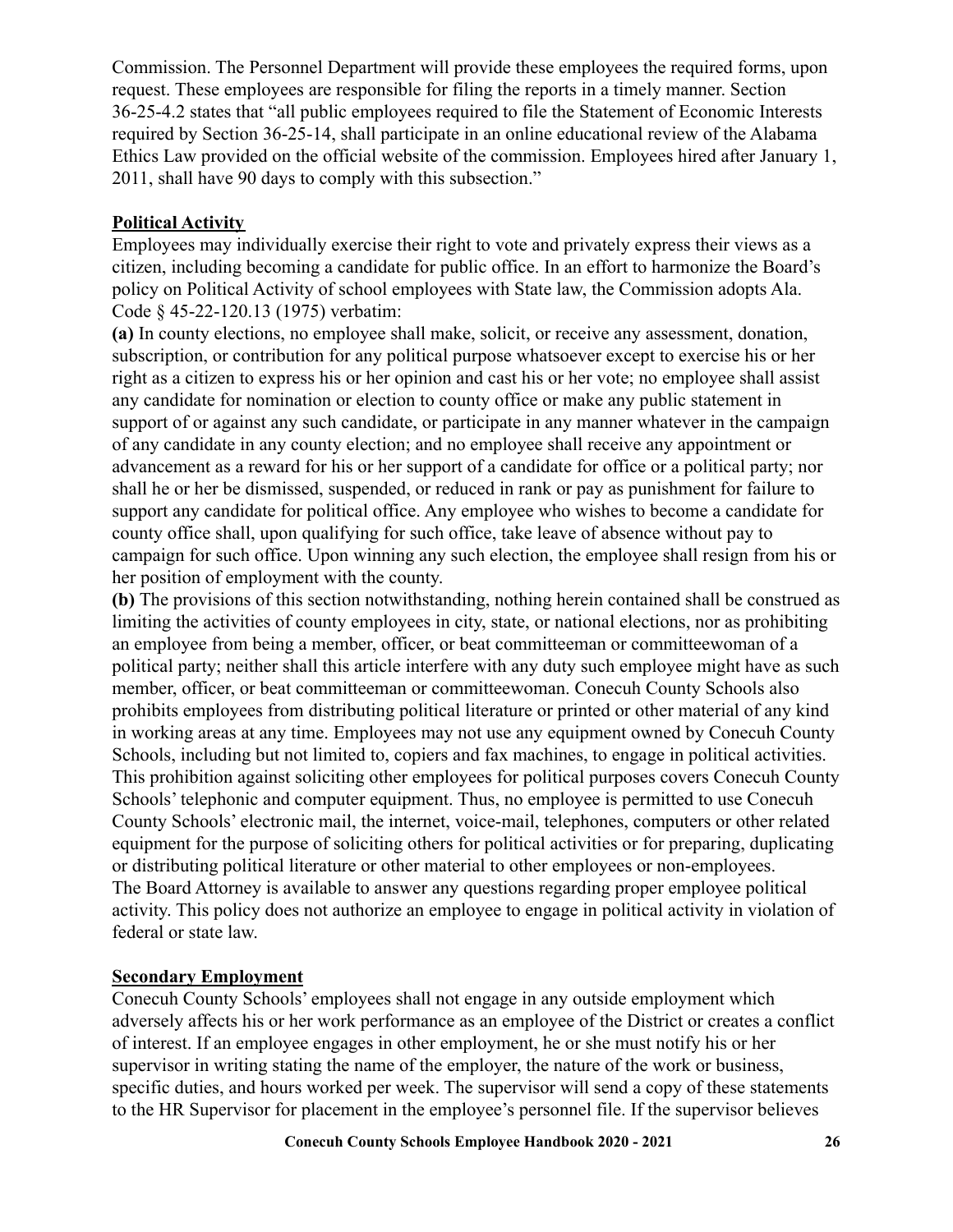Commission. The Personnel Department will provide these employees the required forms, upon request. These employees are responsible for filing the reports in a timely manner. Section 36-25-4.2 states that "all public employees required to file the Statement of Economic Interests required by Section 36-25-14, shall participate in an online educational review of the Alabama Ethics Law provided on the official website of the commission. Employees hired after January 1, 2011, shall have 90 days to comply with this subsection."

## Political Activity

Employees may individually exercise their right to vote and privately express their views as a citizen, including becoming a candidate for public office. In an effort to harmonize the Board's policy on Political Activity of school employees with State law, the Commission adopts Ala. Code § 45-22-120.13 (1975) verbatim:

**(a)** In county elections, no employee shall make, solicit, or receive any assessment, donation, subscription, or contribution for any political purpose whatsoever except to exercise his or her right as a citizen to express his or her opinion and cast his or her vote; no employee shall assist any candidate for nomination or election to county office or make any public statement in support of or against any such candidate, or participate in any manner whatever in the campaign of any candidate in any county election; and no employee shall receive any appointment or advancement as a reward for his or her support of a candidate for office or a political party; nor shall he or her be dismissed, suspended, or reduced in rank or pay as punishment for failure to support any candidate for political office. Any employee who wishes to become a candidate for county office shall, upon qualifying for such office, take leave of absence without pay to campaign for such office. Upon winning any such election, the employee shall resign from his or her position of employment with the county.

**(b)** The provisions of this section notwithstanding, nothing herein contained shall be construed as limiting the activities of county employees in city, state, or national elections, nor as prohibiting an employee from being a member, officer, or beat committeeman or committeewoman of a political party; neither shall this article interfere with any duty such employee might have as such member, officer, or beat committeeman or committeewoman. Conecuh County Schools also prohibits employees from distributing political literature or printed or other material of any kind in working areas at any time. Employees may not use any equipment owned by Conecuh County Schools, including but not limited to, copiers and fax machines, to engage in political activities. This prohibition against soliciting other employees for political purposes covers Conecuh County Schools' telephonic and computer equipment. Thus, no employee is permitted to use Conecuh County Schools' electronic mail, the internet, voice-mail, telephones, computers or other related equipment for the purpose of soliciting others for political activities or for preparing, duplicating or distributing political literature or other material to other employees or non-employees. The Board Attorney is available to answer any questions regarding proper employee political activity. This policy does not authorize an employee to engage in political activity in violation of federal or state law.

## Secondary Employment

Conecuh County Schools' employees shall not engage in any outside employment which adversely affects his or her work performance as an employee of the District or creates a conflict of interest. If an employee engages in other employment, he or she must notify his or her supervisor in writing stating the name of the employer, the nature of the work or business, specific duties, and hours worked per week. The supervisor will send a copy of these statements to the HR Supervisor for placement in the employee's personnel file. If the supervisor believes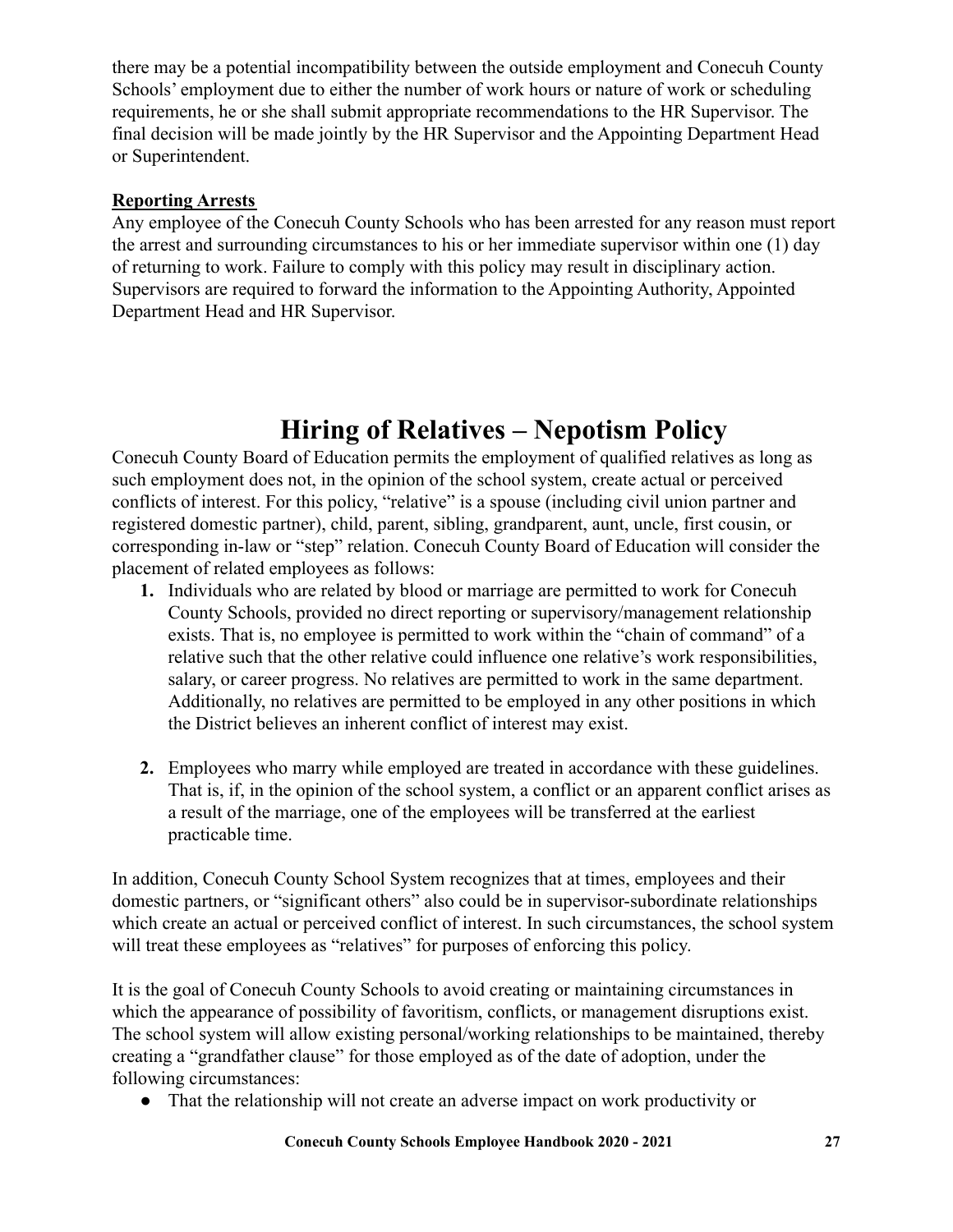there may be a potential incompatibility between the outside employment and Conecuh County Schools' employment due to either the number of work hours or nature of work or scheduling requirements, he or she shall submit appropriate recommendations to the HR Supervisor. The final decision will be made jointly by the HR Supervisor and the Appointing Department Head or Superintendent.

**Reporting Arrests**

Any employee of the Conecuh County Schools who has been arrested for any reason must report the arrest and surrounding circumstances to his or her immediate supervisor within one (1) day of returning to work. Failure to comply with this policy may result in disciplinary action. Supervisors are required to forward the information to the Appointing Authority, Appointed Department Head and HR Supervisor.

# Hiring of Relatives – Nepotism Policy

Conecuh County Board of Education permits the employment of qualified relatives as long as such employment does not, in the opinion of the school system, create actual or perceived conflicts of interest. For this policy, "relative" is a spouse (including civil union partner and registered domestic partner), child, parent, sibling, grandparent, aunt, uncle, first cousin, or corresponding in-law or "step" relation. Conecuh County Board of Education will consider the placement of related employees as follows:

1. Individuals who are related by blood or marriage are permitted to work for Conecuh County Schools, provided no direct reporting or supervisory/management relationship exists. That is, no employee is permitted to work within the "chain of command" of a relative such that the other relative could influence one relative's work responsibilities, salary, or career progress. No relatives are permitted to work in the same department. Additionally, no relatives are permitted to be employed in any other positions in which the District believes an inherent conflict of interest may exist.

2. Employees who marry while employed are treated in accordance with these guidelines. That is, if, in the opinion of the school system, a conflict or an apparent conflict arises as a result of the marriage, one of the employees will be transferred at the earliest practicable time.

In addition, Conecuh County School System recognizes that at times, employees and their domestic partners, or "significant others" also could be in supervisor-subordinate relationships which create an actual or perceived conflict of interest. In such circumstances, the school system will treat these employees as "relatives" for purposes of enforcing this policy.

It is the goal of Conecuh County Schools to avoid creating or maintaining circumstances in which the appearance of possibility of favoritism, conflicts, or management disruptions exist. The school system will allow existing personal/working relationships to be maintained, thereby creating a "grandfather clause" for those employed as of the date of adoption, under the following circumstances:

- That the relationship will not create an adverse impact on work productivity or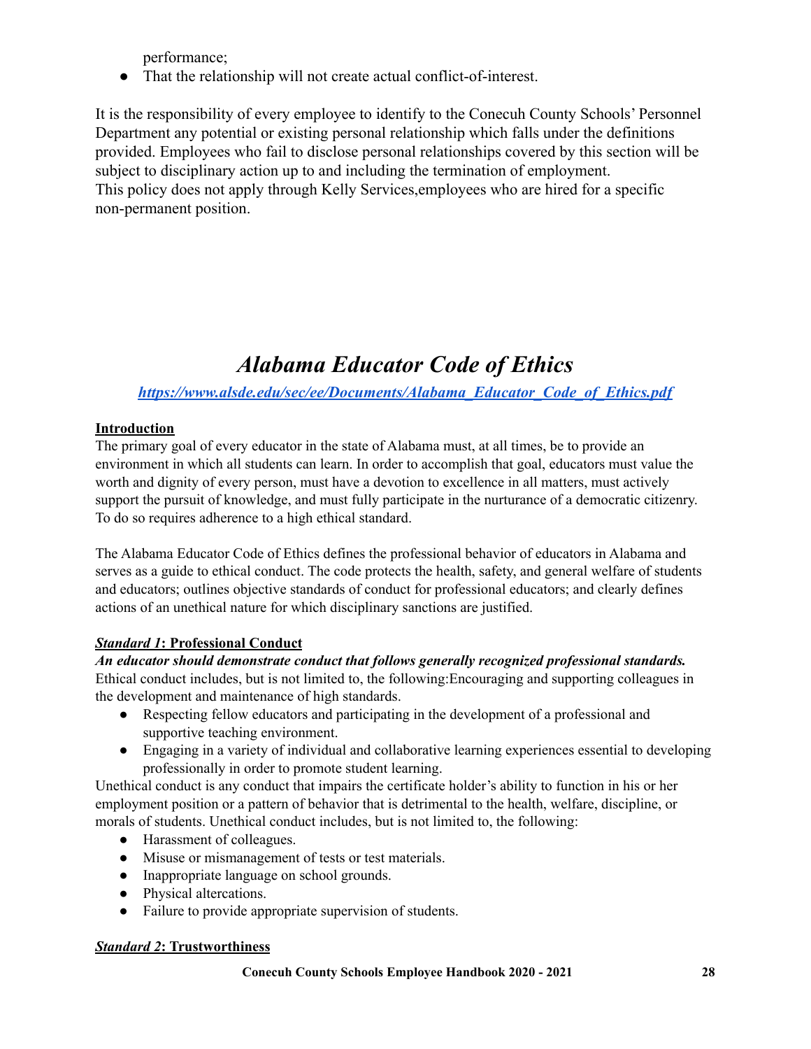performance;

- That the relationship will not create actual conflict-of-interest.

It is the responsibility of every employee to identify to the Conecuh County Schools' Personnel Department any potential or existing personal relationship which falls under the definitions provided. Employees who fail to disclose personal relationships covered by this section will be subject to disciplinary action up to and including the termination of employment.
This policy does not apply through Kelly Services,employees who are hired for a specific non-permanent position.

# *Alabama Educator Code of Ethics*

***[https://www.alsde.edu/sec/ee/Documents/Alabama_Educator_Code_of_Ethics.pdf](https://www.alsde.edu/sec/ee/Documents/Alabama_Educator_Code_of_Ethics.pdf)***

**Introduction**

The primary goal of every educator in the state of Alabama must, at all times, be to provide an environment in which all students can learn. In order to accomplish that goal, educators must value the worth and dignity of every person, must have a devotion to excellence in all matters, must actively support the pursuit of knowledge, and must fully participate in the nurturance of a democratic citizenry. To do so requires adherence to a high ethical standard.

The Alabama Educator Code of Ethics defines the professional behavior of educators in Alabama and serves as a guide to ethical conduct. The code protects the health, safety, and general welfare of students and educators; outlines objective standards of conduct for professional educators; and clearly defines actions of an unethical nature for which disciplinary sanctions are justified.

***Standard 1*: Professional Conduct**

***An educator should demonstrate conduct that follows generally recognized professional standards.***
Ethical conduct includes, but is not limited to, the following:Encouraging and supporting colleagues in the development and maintenance of high standards.

- Respecting fellow educators and participating in the development of a professional and supportive teaching environment.
- Engaging in a variety of individual and collaborative learning experiences essential to developing professionally in order to promote student learning.

Unethical conduct is any conduct that impairs the certificate holder's ability to function in his or her employment position or a pattern of behavior that is detrimental to the health, welfare, discipline, or morals of students. Unethical conduct includes, but is not limited to, the following:

- Harassment of colleagues.
- Misuse or mismanagement of tests or test materials.
- Inappropriate language on school grounds.
- Physical altercations.
- Failure to provide appropriate supervision of students.

***Standard 2*: Trustworthiness**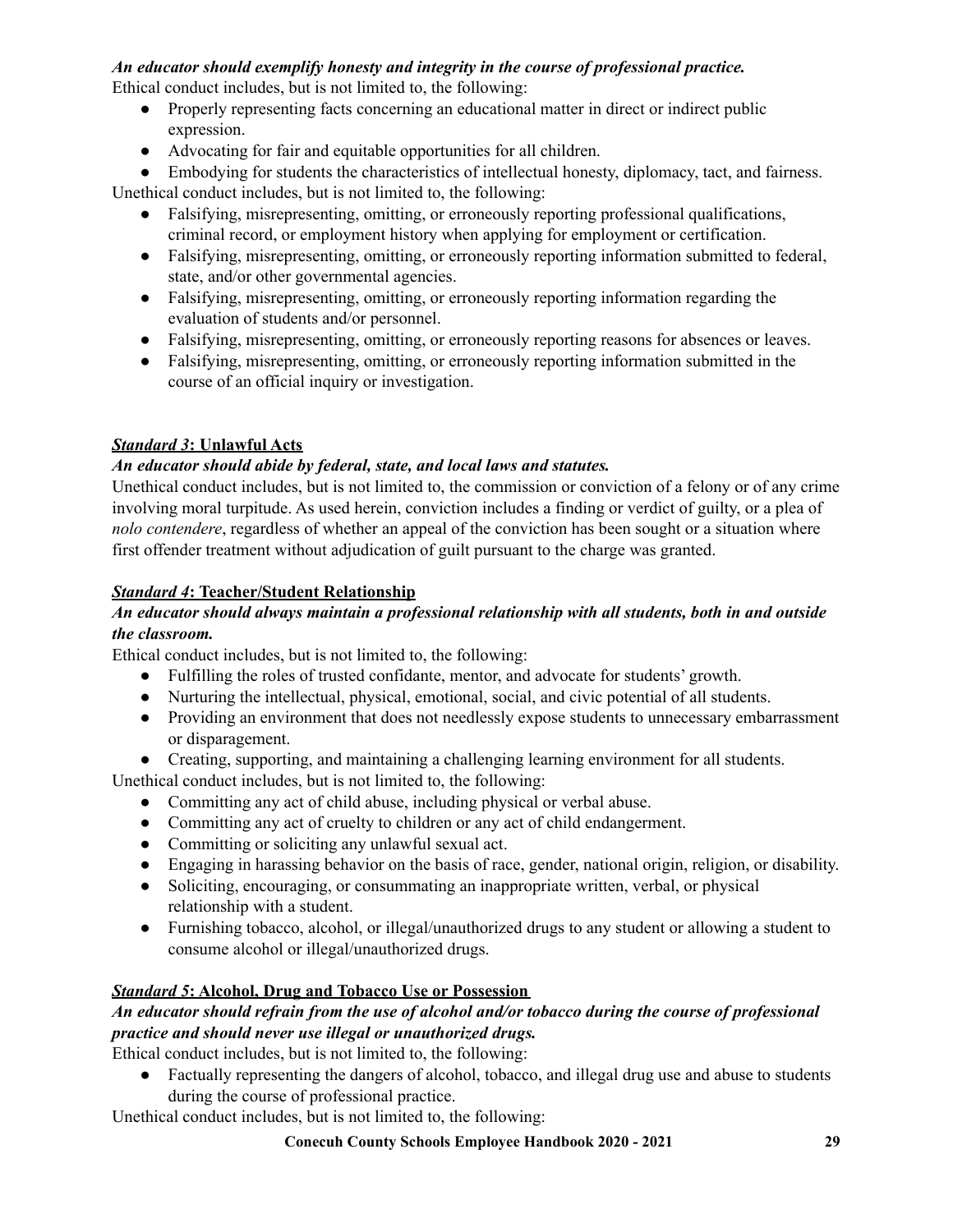***An educator should exemplify honesty and integrity in the course of professional practice.***

Ethical conduct includes, but is not limited to, the following:

- Properly representing facts concerning an educational matter in direct or indirect public expression.
- Advocating for fair and equitable opportunities for all children.
- Embodying for students the characteristics of intellectual honesty, diplomacy, tact, and fairness.

Unethical conduct includes, but is not limited to, the following:

- Falsifying, misrepresenting, omitting, or erroneously reporting professional qualifications, criminal record, or employment history when applying for employment or certification.
- Falsifying, misrepresenting, omitting, or erroneously reporting information submitted to federal, state, and/or other governmental agencies.
- Falsifying, misrepresenting, omitting, or erroneously reporting information regarding the evaluation of students and/or personnel.
- Falsifying, misrepresenting, omitting, or erroneously reporting reasons for absences or leaves.
- Falsifying, misrepresenting, omitting, or erroneously reporting information submitted in the course of an official inquiry or investigation.

***Standard 3*: Unlawful Acts**

***An educator should abide by federal, state, and local laws and statutes.***

Unethical conduct includes, but is not limited to, the commission or conviction of a felony or of any crime involving moral turpitude. As used herein, conviction includes a finding or verdict of guilty, or a plea of *nolo contendere*, regardless of whether an appeal of the conviction has been sought or a situation where first offender treatment without adjudication of guilt pursuant to the charge was granted.

***Standard 4*: Teacher/Student Relationship**

***An educator should always maintain a professional relationship with all students, both in and outside the classroom.***

Ethical conduct includes, but is not limited to, the following:

- Fulfilling the roles of trusted confidante, mentor, and advocate for students' growth.
- Nurturing the intellectual, physical, emotional, social, and civic potential of all students.
- Providing an environment that does not needlessly expose students to unnecessary embarrassment or disparagement.
- Creating, supporting, and maintaining a challenging learning environment for all students.

Unethical conduct includes, but is not limited to, the following:

- Committing any act of child abuse, including physical or verbal abuse.
- Committing any act of cruelty to children or any act of child endangerment.
- Committing or soliciting any unlawful sexual act.
- Engaging in harassing behavior on the basis of race, gender, national origin, religion, or disability.
- Soliciting, encouraging, or consummating an inappropriate written, verbal, or physical relationship with a student.
- Furnishing tobacco, alcohol, or illegal/unauthorized drugs to any student or allowing a student to consume alcohol or illegal/unauthorized drugs.

***Standard 5*: Alcohol, Drug and Tobacco Use or Possession**

***An educator should refrain from the use of alcohol and/or tobacco during the course of professional practice and should never use illegal or unauthorized drugs.***

Ethical conduct includes, but is not limited to, the following:

- Factually representing the dangers of alcohol, tobacco, and illegal drug use and abuse to students during the course of professional practice.

Unethical conduct includes, but is not limited to, the following: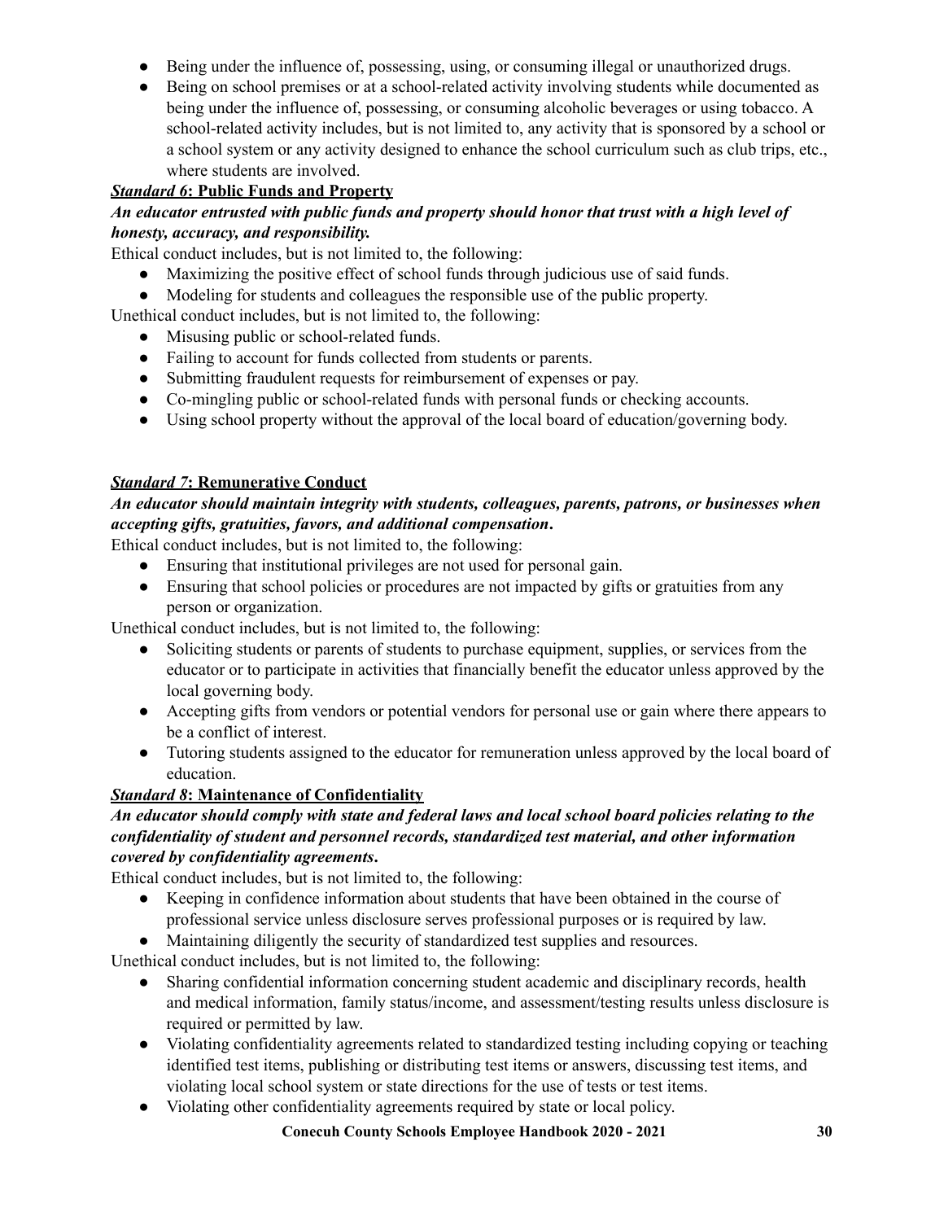- Being under the influence of, possessing, using, or consuming illegal or unauthorized drugs.
- Being on school premises or at a school-related activity involving students while documented as being under the influence of, possessing, or consuming alcoholic beverages or using tobacco. A school-related activity includes, but is not limited to, any activity that is sponsored by a school or a school system or any activity designed to enhance the school curriculum such as club trips, etc., where students are involved.

***Standard 6*: Public Funds and Property**

***An educator entrusted with public funds and property should honor that trust with a high level of honesty, accuracy, and responsibility.***

Ethical conduct includes, but is not limited to, the following:

- Maximizing the positive effect of school funds through judicious use of said funds.
- Modeling for students and colleagues the responsible use of the public property.

Unethical conduct includes, but is not limited to, the following:

- Misusing public or school-related funds.
- Failing to account for funds collected from students or parents.
- Submitting fraudulent requests for reimbursement of expenses or pay.
- Co-mingling public or school-related funds with personal funds or checking accounts.
- Using school property without the approval of the local board of education/governing body.

***Standard 7*: Remunerative Conduct**

***An educator should maintain integrity with students, colleagues, parents, patrons, or businesses when accepting gifts, gratuities, favors, and additional compensation.***

Ethical conduct includes, but is not limited to, the following:

- Ensuring that institutional privileges are not used for personal gain.
- Ensuring that school policies or procedures are not impacted by gifts or gratuities from any person or organization.

Unethical conduct includes, but is not limited to, the following:

- Soliciting students or parents of students to purchase equipment, supplies, or services from the educator or to participate in activities that financially benefit the educator unless approved by the local governing body.
- Accepting gifts from vendors or potential vendors for personal use or gain where there appears to be a conflict of interest.
- Tutoring students assigned to the educator for remuneration unless approved by the local board of education.

***Standard 8*: Maintenance of Confidentiality**

***An educator should comply with state and federal laws and local school board policies relating to the confidentiality of student and personnel records, standardized test material, and other information covered by confidentiality agreements.***

Ethical conduct includes, but is not limited to, the following:

- Keeping in confidence information about students that have been obtained in the course of professional service unless disclosure serves professional purposes or is required by law.
- Maintaining diligently the security of standardized test supplies and resources.

Unethical conduct includes, but is not limited to, the following:

- Sharing confidential information concerning student academic and disciplinary records, health and medical information, family status/income, and assessment/testing results unless disclosure is required or permitted by law.
- Violating confidentiality agreements related to standardized testing including copying or teaching identified test items, publishing or distributing test items or answers, discussing test items, and violating local school system or state directions for the use of tests or test items.
- Violating other confidentiality agreements required by state or local policy.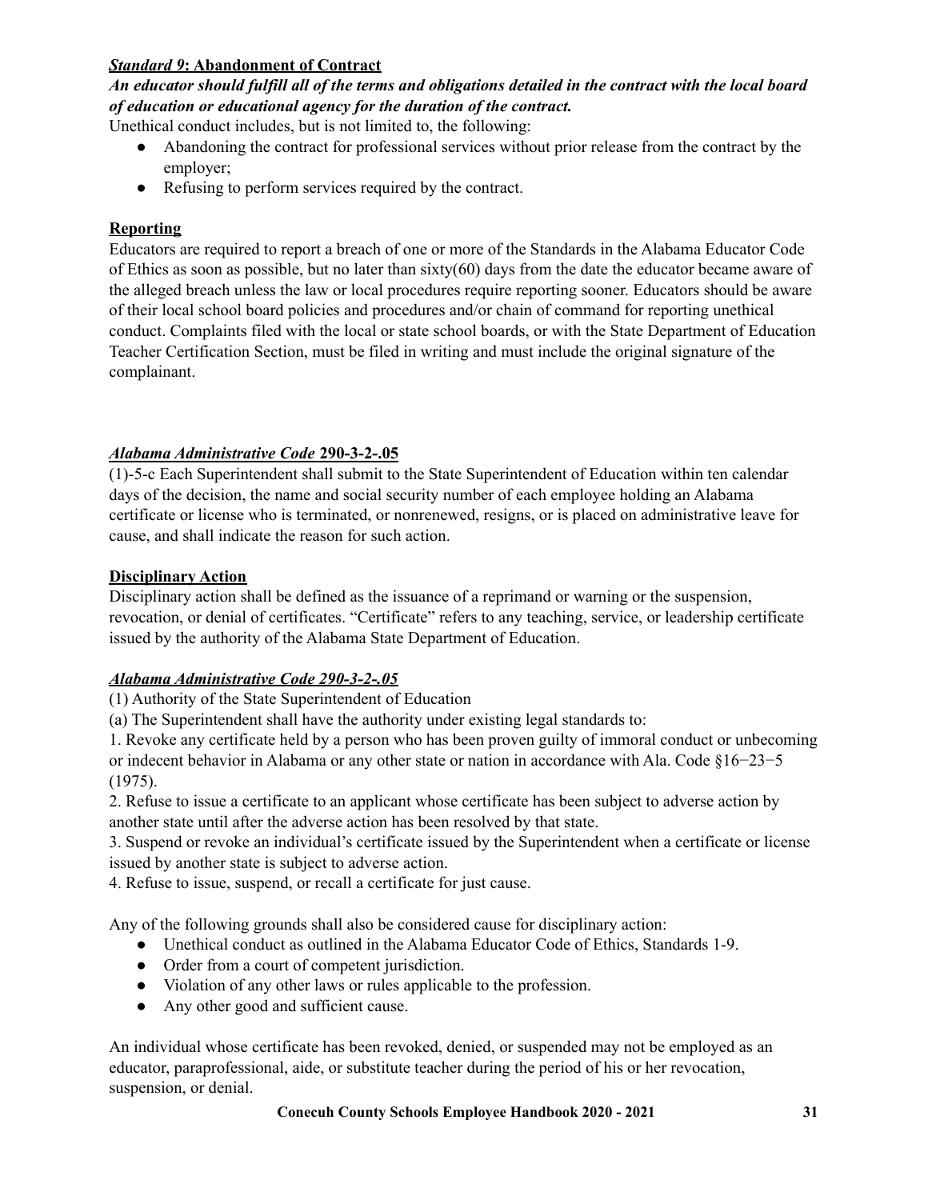***Standard 9*: Abandonment of Contract**

***An educator should fulfill all of the terms and obligations detailed in the contract with the local board of education or educational agency for the duration of the contract.***

Unethical conduct includes, but is not limited to, the following:

- Abandoning the contract for professional services without prior release from the contract by the employer;
- Refusing to perform services required by the contract.

**Reporting**

Educators are required to report a breach of one or more of the Standards in the Alabama Educator Code of Ethics as soon as possible, but no later than sixty(60) days from the date the educator became aware of the alleged breach unless the law or local procedures require reporting sooner. Educators should be aware of their local school board policies and procedures and/or chain of command for reporting unethical conduct. Complaints filed with the local or state school boards, or with the State Department of Education Teacher Certification Section, must be filed in writing and must include the original signature of the complainant.

***Alabama Administrative Code* 290-3-2-.05**

(1)-5-c Each Superintendent shall submit to the State Superintendent of Education within ten calendar days of the decision, the name and social security number of each employee holding an Alabama certificate or license who is terminated, or nonrenewed, resigns, or is placed on administrative leave for cause, and shall indicate the reason for such action.

**Disciplinary Action**

Disciplinary action shall be defined as the issuance of a reprimand or warning or the suspension, revocation, or denial of certificates. "Certificate" refers to any teaching, service, or leadership certificate issued by the authority of the Alabama State Department of Education.

***Alabama Administrative Code 290-3-2-.05***

(1) Authority of the State Superintendent of Education

(a) The Superintendent shall have the authority under existing legal standards to:

1. Revoke any certificate held by a person who has been proven guilty of immoral conduct or unbecoming or indecent behavior in Alabama or any other state or nation in accordance with Ala. Code §16−23−5 (1975).
2. Refuse to issue a certificate to an applicant whose certificate has been subject to adverse action by another state until after the adverse action has been resolved by that state.
3. Suspend or revoke an individual's certificate issued by the Superintendent when a certificate or license issued by another state is subject to adverse action.
4. Refuse to issue, suspend, or recall a certificate for just cause.

Any of the following grounds shall also be considered cause for disciplinary action:

- Unethical conduct as outlined in the Alabama Educator Code of Ethics, Standards 1-9.
- Order from a court of competent jurisdiction.
- Violation of any other laws or rules applicable to the profession.
- Any other good and sufficient cause.

An individual whose certificate has been revoked, denied, or suspended may not be employed as an educator, paraprofessional, aide, or substitute teacher during the period of his or her revocation, suspension, or denial.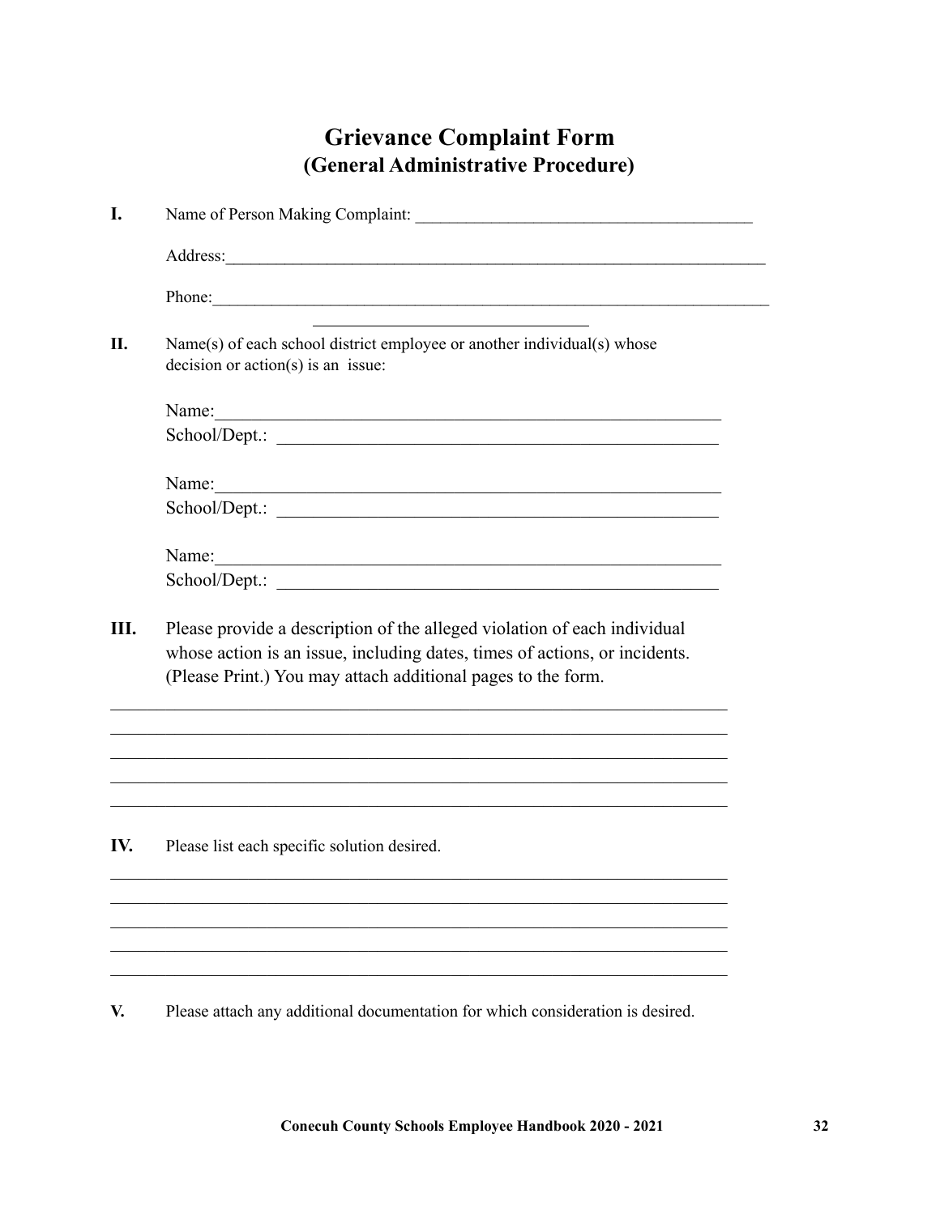# Grievance Complaint Form
## (General Administrative Procedure)

**I.** Name of Person Making Complaint: ________________________________________

Address:_____________________________________________________________________

Phone:_______________________________________________________________________

**II.** Name(s) of each school district employee or another individual(s) whose decision or action(s) is an issue:

Name:_______________________________________________________

School/Dept.: _______________________________________________

Name:_______________________________________________________

School/Dept.: _______________________________________________

Name:_______________________________________________________

School/Dept.: _______________________________________________

**III.** Please provide a description of the alleged violation of each individual whose action is an issue, including dates, times of actions, or incidents. (Please Print.) You may attach additional pages to the form.

_____________________________________________________________________

_____________________________________________________________________

_____________________________________________________________________

_____________________________________________________________________

_____________________________________________________________________

**IV.** Please list each specific solution desired.

_____________________________________________________________________

_____________________________________________________________________

_____________________________________________________________________

_____________________________________________________________________

_____________________________________________________________________

**V.** Please attach any additional documentation for which consideration is desired.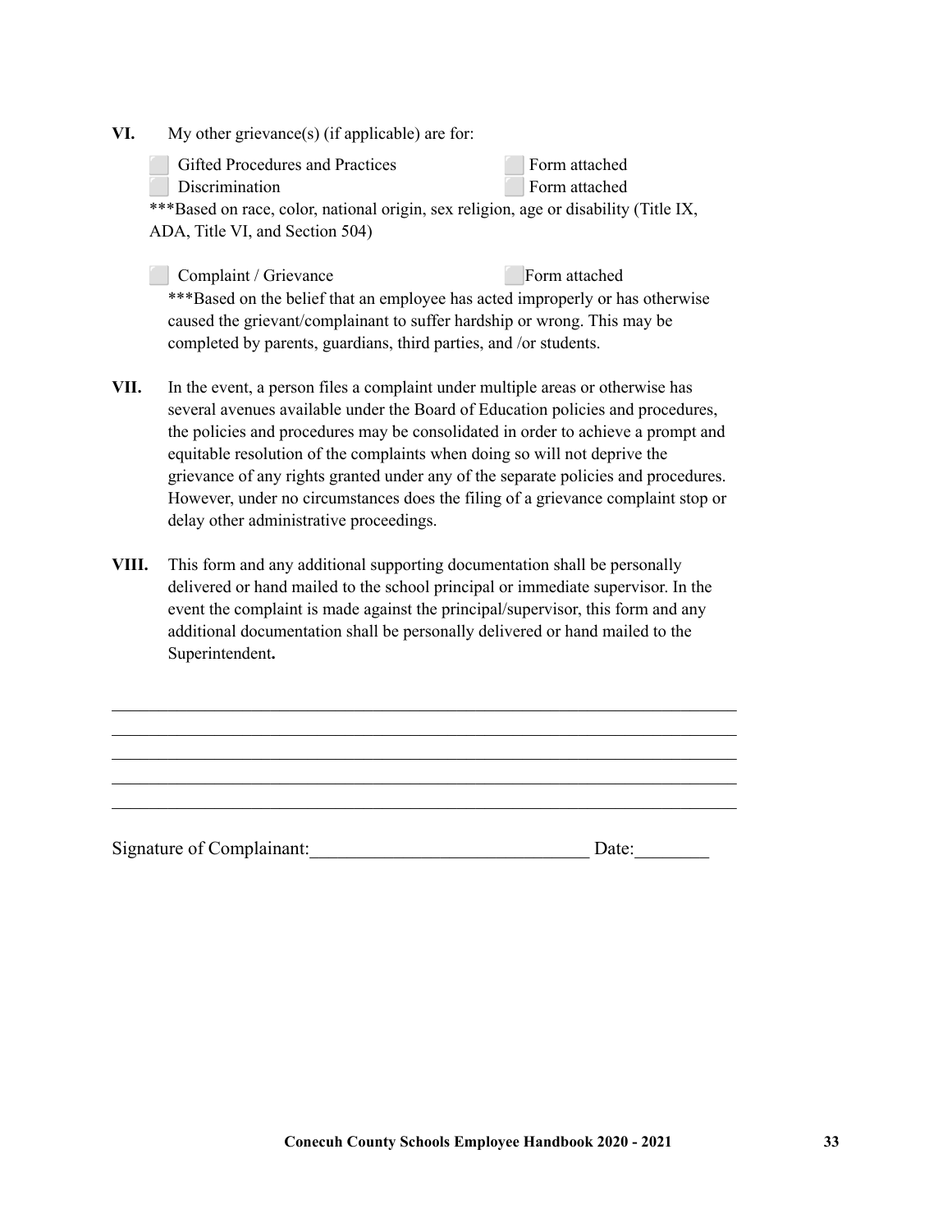**VI.** My other grievance(s) (if applicable) are for:

⬜ Gifted Procedures and Practices ⬜ Form attached
⬜ Discrimination ⬜ Form attached

***Based on race, color, national origin, sex religion, age or disability (Title IX, ADA, Title VI, and Section 504)

⬜ Complaint / Grievance ⬜ Form attached

***Based on the belief that an employee has acted improperly or has otherwise caused the grievant/complainant to suffer hardship or wrong. This may be completed by parents, guardians, third parties, and /or students.

**VII.** In the event, a person files a complaint under multiple areas or otherwise has several avenues available under the Board of Education policies and procedures, the policies and procedures may be consolidated in order to achieve a prompt and equitable resolution of the complaints when doing so will not deprive the grievance of any rights granted under any of the separate policies and procedures. However, under no circumstances does the filing of a grievance complaint stop or delay other administrative proceedings.

**VIII.** This form and any additional supporting documentation shall be personally delivered or hand mailed to the school principal or immediate supervisor. In the event the complaint is made against the principal/supervisor, this form and any additional documentation shall be personally delivered or hand mailed to the Superintendent**.**

______________________________________________________________________________
______________________________________________________________________________
______________________________________________________________________________
______________________________________________________________________________
______________________________________________________________________________

Signature of Complainant:______________________________ Date:________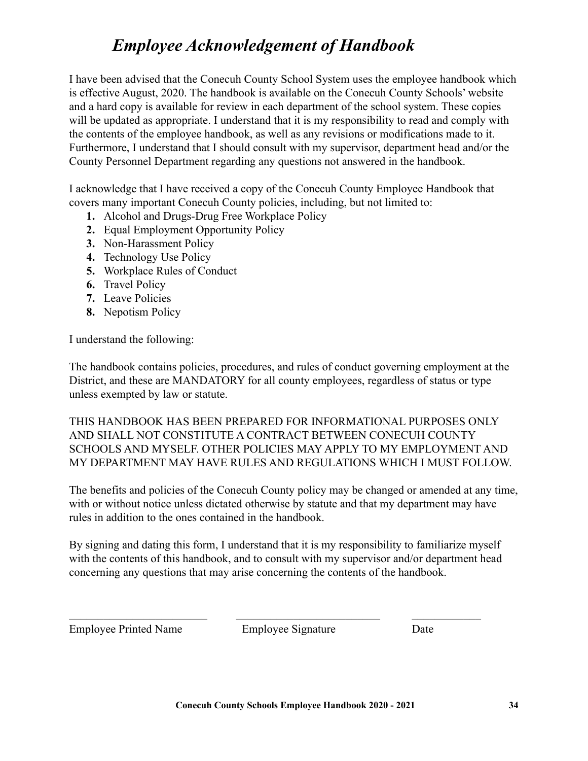# *Employee Acknowledgement of Handbook*

I have been advised that the Conecuh County School System uses the employee handbook which is effective August, 2020. The handbook is available on the Conecuh County Schools' website and a hard copy is available for review in each department of the school system. These copies will be updated as appropriate. I understand that it is my responsibility to read and comply with the contents of the employee handbook, as well as any revisions or modifications made to it. Furthermore, I understand that I should consult with my supervisor, department head and/or the County Personnel Department regarding any questions not answered in the handbook.

I acknowledge that I have received a copy of the Conecuh County Employee Handbook that covers many important Conecuh County policies, including, but not limited to:

1. Alcohol and Drugs-Drug Free Workplace Policy
2. Equal Employment Opportunity Policy
3. Non-Harassment Policy
4. Technology Use Policy
5. Workplace Rules of Conduct
6. Travel Policy
7. Leave Policies
8. Nepotism Policy

I understand the following:

The handbook contains policies, procedures, and rules of conduct governing employment at the District, and these are MANDATORY for all county employees, regardless of status or type unless exempted by law or statute.

THIS HANDBOOK HAS BEEN PREPARED FOR INFORMATIONAL PURPOSES ONLY AND SHALL NOT CONSTITUTE A CONTRACT BETWEEN CONECUH COUNTY SCHOOLS AND MYSELF. OTHER POLICIES MAY APPLY TO MY EMPLOYMENT AND MY DEPARTMENT MAY HAVE RULES AND REGULATIONS WHICH I MUST FOLLOW.

The benefits and policies of the Conecuh County policy may be changed or amended at any time, with or without notice unless dictated otherwise by statute and that my department may have rules in addition to the ones contained in the handbook.

By signing and dating this form, I understand that it is my responsibility to familiarize myself with the contents of this handbook, and to consult with my supervisor and/or department head concerning any questions that may arise concerning the contents of the handbook.

________________________ ________________________ ____________

Employee Printed Name Employee Signature Date